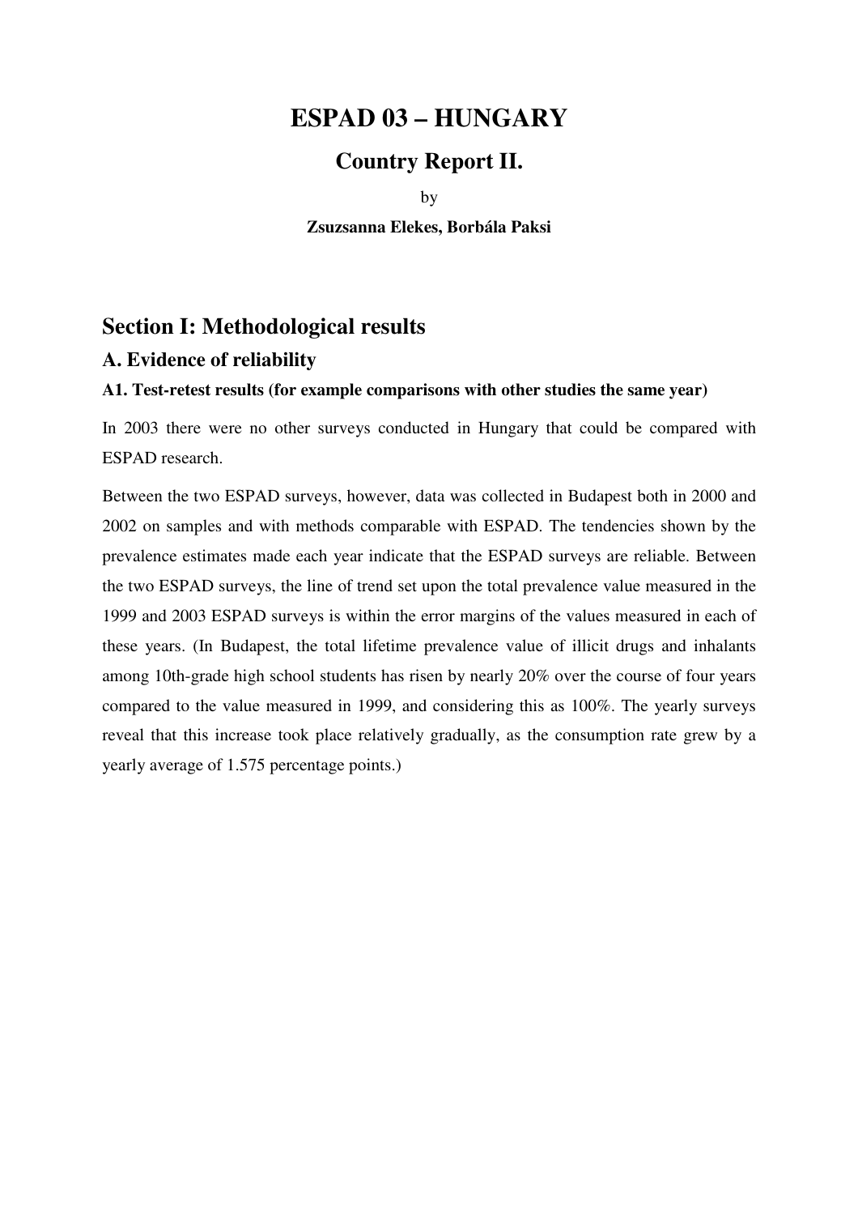# ESPAD 03 – HUNGARY

## Country Report II.

by

**Zsuzsanna Elekes, Borbála Paksi**

## Section I: Methodological results

### A. Evidence of reliability

#### A1. Test-retest results (for example comparisons with other studies the same year)

In 2003 there were no other surveys conducted in Hungary that could be compared with ESPAD research.

Between the two ESPAD surveys, however, data was collected in Budapest both in 2000 and 2002 on samples and with methods comparable with ESPAD. The tendencies shown by the prevalence estimates made each year indicate that the ESPAD surveys are reliable. Between the two ESPAD surveys, the line of trend set upon the total prevalence value measured in the 1999 and 2003 ESPAD surveys is within the error margins of the values measured in each of these years. (In Budapest, the total lifetime prevalence value of illicit drugs and inhalants among 10th-grade high school students has risen by nearly 20% over the course of four years compared to the value measured in 1999, and considering this as 100%. The yearly surveys reveal that this increase took place relatively gradually, as the consumption rate grew by a yearly average of 1.575 percentage points.)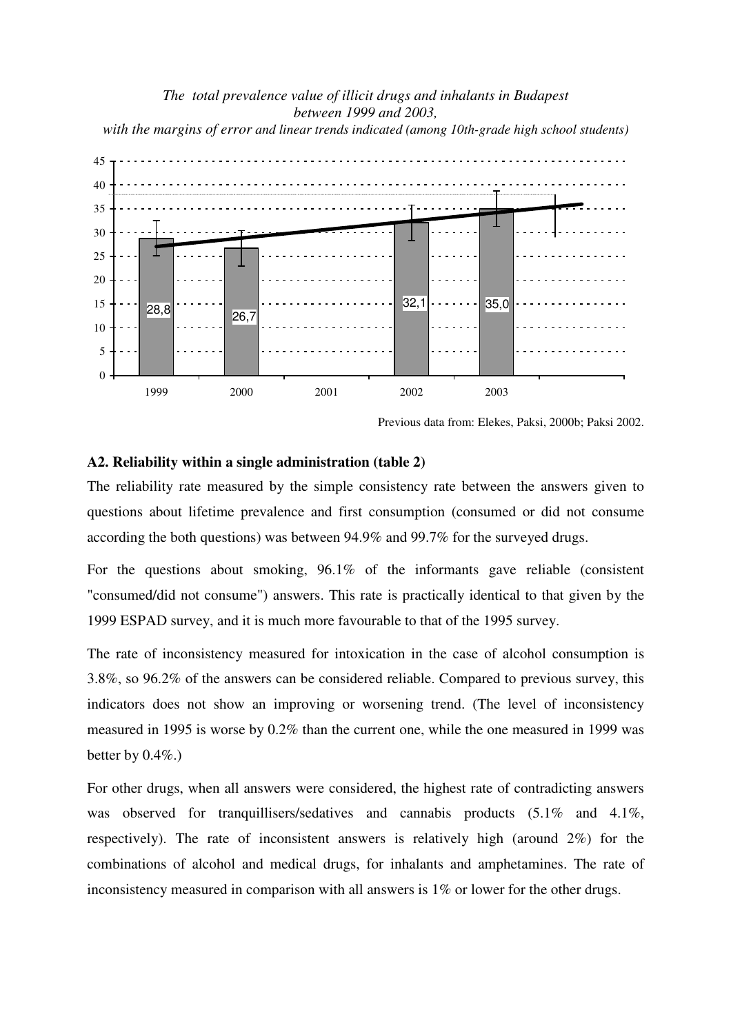*The total prevalence value of illicit drugs and inhalants in Budapest between 1999 and 2003, with the margins of error and linear trends indicated (among 10th-grade high school students)*

| Year | Prevalence (%) |
|---|---|
| 1999 | 28,8 |
| 2000 | 26,7 |
| 2001 | |
| 2002 | 32,1 |
| 2003 | 35,0 |

Previous data from: Elekes, Paksi, 2000b; Paksi 2002.

### A2. Reliability within a single administration (table 2)

The reliability rate measured by the simple consistency rate between the answers given to questions about lifetime prevalence and first consumption (consumed or did not consume according the both questions) was between 94.9% and 99.7% for the surveyed drugs.

For the questions about smoking, 96.1% of the informants gave reliable (consistent "consumed/did not consume") answers. This rate is practically identical to that given by the 1999 ESPAD survey, and it is much more favourable to that of the 1995 survey.

The rate of inconsistency measured for intoxication in the case of alcohol consumption is 3.8%, so 96.2% of the answers can be considered reliable. Compared to previous survey, this indicators does not show an improving or worsening trend. (The level of inconsistency measured in 1995 is worse by 0.2% than the current one, while the one measured in 1999 was better by 0.4%.)

For other drugs, when all answers were considered, the highest rate of contradicting answers was observed for tranquillisers/sedatives and cannabis products (5.1% and 4.1%, respectively). The rate of inconsistent answers is relatively high (around 2%) for the combinations of alcohol and medical drugs, for inhalants and amphetamines. The rate of inconsistency measured in comparison with all answers is 1% or lower for the other drugs.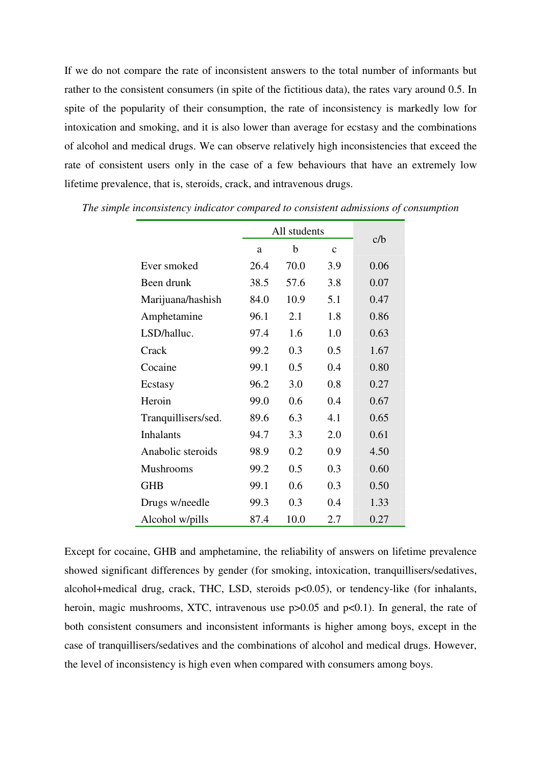If we do not compare the rate of inconsistent answers to the total number of informants but rather to the consistent consumers (in spite of the fictitious data), the rates vary around 0.5. In spite of the popularity of their consumption, the rate of inconsistency is markedly low for intoxication and smoking, and it is also lower than average for ecstasy and the combinations of alcohol and medical drugs. We can observe relatively high inconsistencies that exceed the rate of consistent users only in the case of a few behaviours that have an extremely low lifetime prevalence, that is, steroids, crack, and intravenous drugs.

*The simple inconsistency indicator compared to consistent admissions of consumption*

| | All students | | | c/b |
|---|---|---|---|---|
| | a | b | c | |
| Ever smoked | 26.4 | 70.0 | 3.9 | 0.06 |
| Been drunk | 38.5 | 57.6 | 3.8 | 0.07 |
| Marijuana/hashish | 84.0 | 10.9 | 5.1 | 0.47 |
| Amphetamine | 96.1 | 2.1 | 1.8 | 0.86 |
| LSD/halluc. | 97.4 | 1.6 | 1.0 | 0.63 |
| Crack | 99.2 | 0.3 | 0.5 | 1.67 |
| Cocaine | 99.1 | 0.5 | 0.4 | 0.80 |
| Ecstasy | 96.2 | 3.0 | 0.8 | 0.27 |
| Heroin | 99.0 | 0.6 | 0.4 | 0.67 |
| Tranquillisers/sed. | 89.6 | 6.3 | 4.1 | 0.65 |
| Inhalants | 94.7 | 3.3 | 2.0 | 0.61 |
| Anabolic steroids | 98.9 | 0.2 | 0.9 | 4.50 |
| Mushrooms | 99.2 | 0.5 | 0.3 | 0.60 |
| GHB | 99.1 | 0.6 | 0.3 | 0.50 |
| Drugs w/needle | 99.3 | 0.3 | 0.4 | 1.33 |
| Alcohol w/pills | 87.4 | 10.0 | 2.7 | 0.27 |

Except for cocaine, GHB and amphetamine, the reliability of answers on lifetime prevalence showed significant differences by gender (for smoking, intoxication, tranquillisers/sedatives, alcohol+medical drug, crack, THC, LSD, steroids $p<0.05$), or tendency-like (for inhalants, heroin, magic mushrooms, XTC, intravenous use $p>0.05$ and $p<0.1$). In general, the rate of both consistent consumers and inconsistent informants is higher among boys, except in the case of tranquillisers/sedatives and the combinations of alcohol and medical drugs. However, the level of inconsistency is high even when compared with consumers among boys.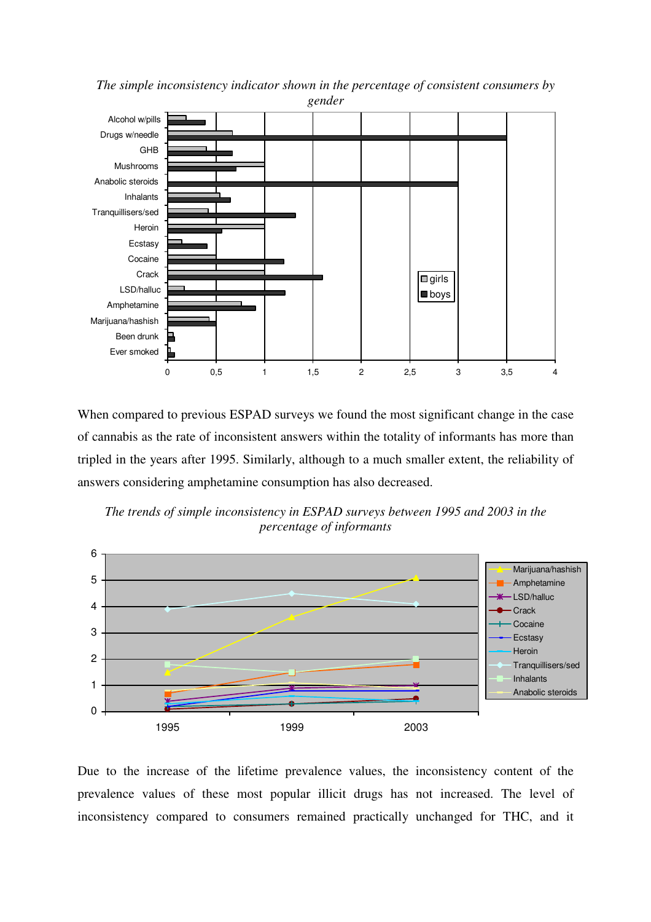*The simple inconsistency indicator shown in the percentage of consistent consumers by gender*

When compared to previous ESPAD surveys we found the most significant change in the case of cannabis as the rate of inconsistent answers within the totality of informants has more than tripled in the years after 1995. Similarly, although to a much smaller extent, the reliability of answers considering amphetamine consumption has also decreased.

*The trends of simple inconsistency in ESPAD surveys between 1995 and 2003 in the percentage of informants*

Due to the increase of the lifetime prevalence values, the inconsistency content of the prevalence values of these most popular illicit drugs has not increased. The level of inconsistency compared to consumers remained practically unchanged for THC, and it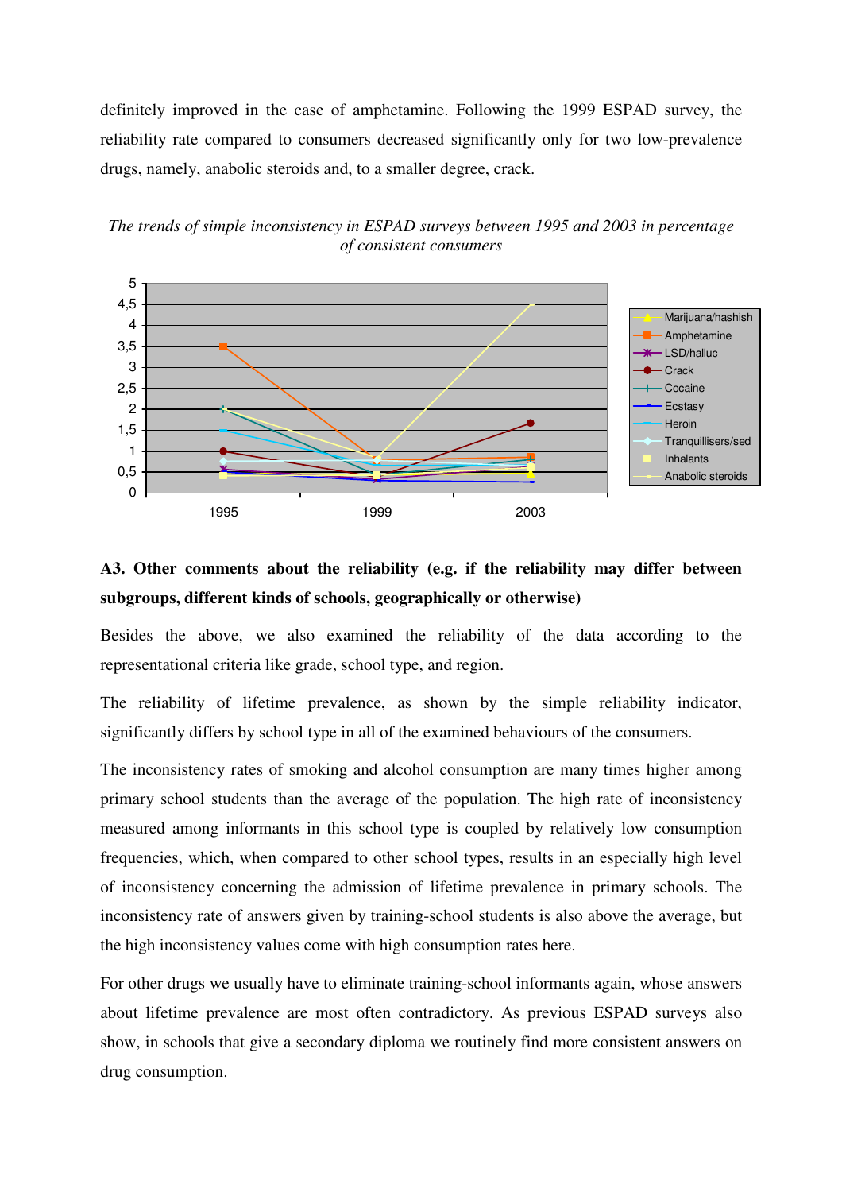definitely improved in the case of amphetamine. Following the 1999 ESPAD survey, the reliability rate compared to consumers decreased significantly only for two low-prevalence drugs, namely, anabolic steroids and, to a smaller degree, crack.

*The trends of simple inconsistency in ESPAD surveys between 1995 and 2003 in percentage of consistent consumers*

### A3. Other comments about the reliability (e.g. if the reliability may differ between subgroups, different kinds of schools, geographically or otherwise)

Besides the above, we also examined the reliability of the data according to the representational criteria like grade, school type, and region.

The reliability of lifetime prevalence, as shown by the simple reliability indicator, significantly differs by school type in all of the examined behaviours of the consumers.

The inconsistency rates of smoking and alcohol consumption are many times higher among primary school students than the average of the population. The high rate of inconsistency measured among informants in this school type is coupled by relatively low consumption frequencies, which, when compared to other school types, results in an especially high level of inconsistency concerning the admission of lifetime prevalence in primary schools. The inconsistency rate of answers given by training-school students is also above the average, but the high inconsistency values come with high consumption rates here.

For other drugs we usually have to eliminate training-school informants again, whose answers about lifetime prevalence are most often contradictory. As previous ESPAD surveys also show, in schools that give a secondary diploma we routinely find more consistent answers on drug consumption.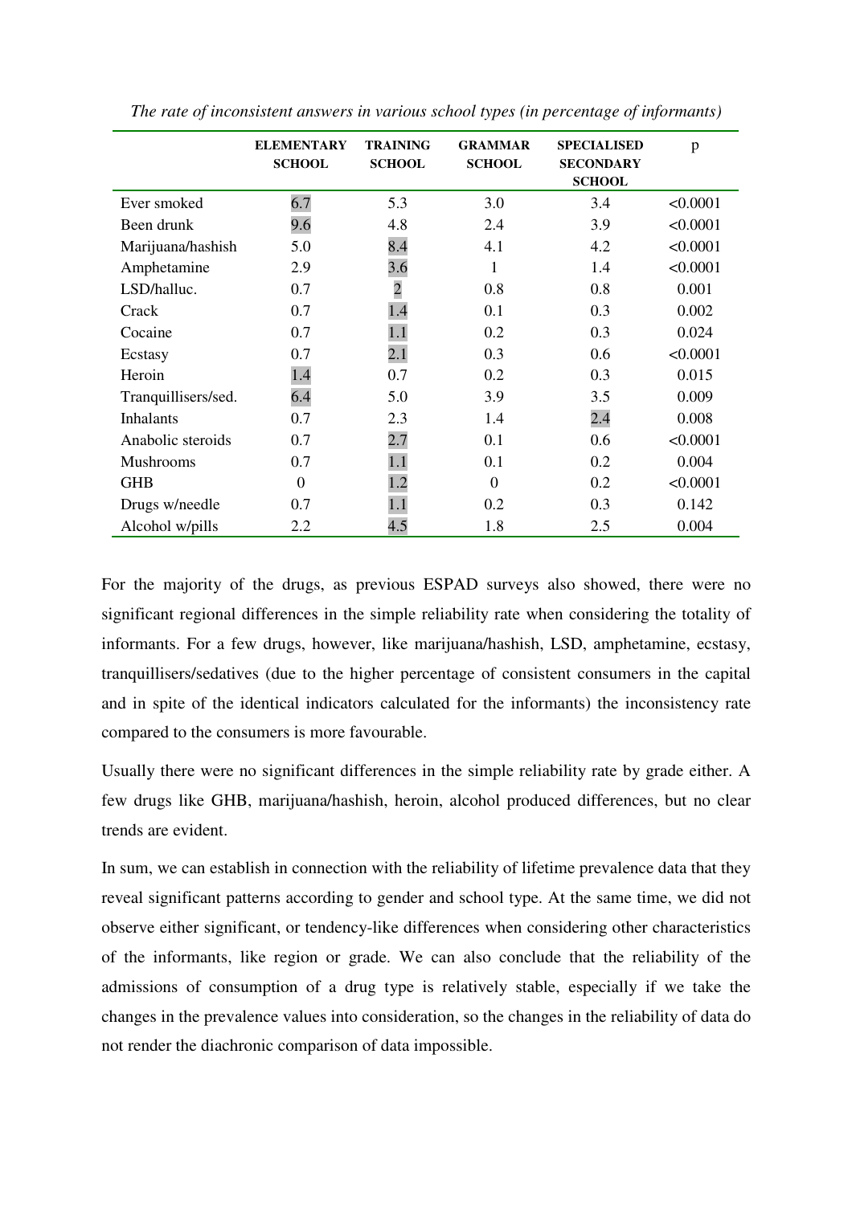*The rate of inconsistent answers in various school types (in percentage of informants)*

| | ELEMENTARY SCHOOL | TRAINING SCHOOL | GRAMMAR SCHOOL | SPECIALISED SECONDARY SCHOOL | p |
|---|---|---|---|---|---|
| Ever smoked | 6.7 | 5.3 | 3.0 | 3.4 | <0.0001 |
| Been drunk | 9.6 | 4.8 | 2.4 | 3.9 | <0.0001 |
| Marijuana/hashish | 5.0 | 8.4 | 4.1 | 4.2 | <0.0001 |
| Amphetamine | 2.9 | 3.6 | 1 | 1.4 | <0.0001 |
| LSD/halluc. | 0.7 | 2 | 0.8 | 0.8 | 0.001 |
| Crack | 0.7 | 1.4 | 0.1 | 0.3 | 0.002 |
| Cocaine | 0.7 | 1.1 | 0.2 | 0.3 | 0.024 |
| Ecstasy | 0.7 | 2.1 | 0.3 | 0.6 | <0.0001 |
| Heroin | 1.4 | 0.7 | 0.2 | 0.3 | 0.015 |
| Tranquillisers/sed. | 6.4 | 5.0 | 3.9 | 3.5 | 0.009 |
| Inhalants | 0.7 | 2.3 | 1.4 | 2.4 | 0.008 |
| Anabolic steroids | 0.7 | 2.7 | 0.1 | 0.6 | <0.0001 |
| Mushrooms | 0.7 | 1.1 | 0.1 | 0.2 | 0.004 |
| GHB | 0 | 1.2 | 0 | 0.2 | <0.0001 |
| Drugs w/needle | 0.7 | 1.1 | 0.2 | 0.3 | 0.142 |
| Alcohol w/pills | 2.2 | 4.5 | 1.8 | 2.5 | 0.004 |

For the majority of the drugs, as previous ESPAD surveys also showed, there were no significant regional differences in the simple reliability rate when considering the totality of informants. For a few drugs, however, like marijuana/hashish, LSD, amphetamine, ecstasy, tranquillisers/sedatives (due to the higher percentage of consistent consumers in the capital and in spite of the identical indicators calculated for the informants) the inconsistency rate compared to the consumers is more favourable.

Usually there were no significant differences in the simple reliability rate by grade either. A few drugs like GHB, marijuana/hashish, heroin, alcohol produced differences, but no clear trends are evident.

In sum, we can establish in connection with the reliability of lifetime prevalence data that they reveal significant patterns according to gender and school type. At the same time, we did not observe either significant, or tendency-like differences when considering other characteristics of the informants, like region or grade. We can also conclude that the reliability of the admissions of consumption of a drug type is relatively stable, especially if we take the changes in the prevalence values into consideration, so the changes in the reliability of data do not render the diachronic comparison of data impossible.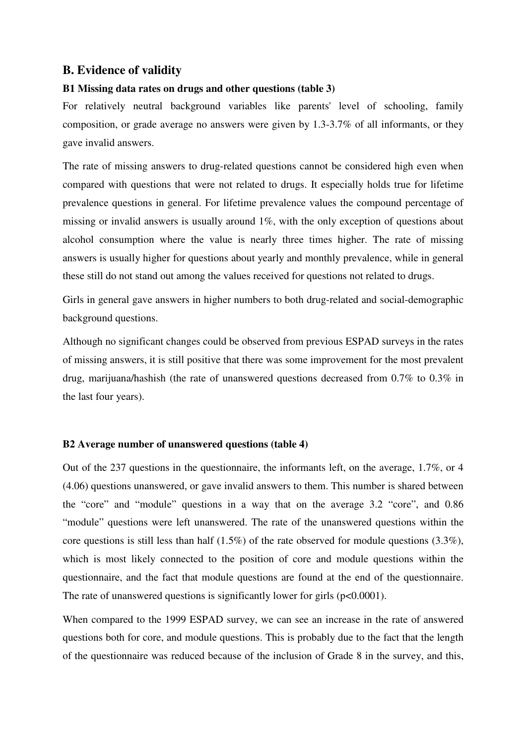## B. Evidence of validity

### B1 Missing data rates on drugs and other questions (table 3)

For relatively neutral background variables like parents' level of schooling, family composition, or grade average no answers were given by 1.3-3.7% of all informants, or they gave invalid answers.

The rate of missing answers to drug-related questions cannot be considered high even when compared with questions that were not related to drugs. It especially holds true for lifetime prevalence questions in general. For lifetime prevalence values the compound percentage of missing or invalid answers is usually around 1%, with the only exception of questions about alcohol consumption where the value is nearly three times higher. The rate of missing answers is usually higher for questions about yearly and monthly prevalence, while in general these still do not stand out among the values received for questions not related to drugs.

Girls in general gave answers in higher numbers to both drug-related and social-demographic background questions.

Although no significant changes could be observed from previous ESPAD surveys in the rates of missing answers, it is still positive that there was some improvement for the most prevalent drug, marijuana/hashish (the rate of unanswered questions decreased from 0.7% to 0.3% in the last four years).

### B2 Average number of unanswered questions (table 4)

Out of the 237 questions in the questionnaire, the informants left, on the average, 1.7%, or 4 (4.06) questions unanswered, or gave invalid answers to them. This number is shared between the "core" and "module" questions in a way that on the average 3.2 "core", and 0.86 "module" questions were left unanswered. The rate of the unanswered questions within the core questions is still less than half (1.5%) of the rate observed for module questions (3.3%), which is most likely connected to the position of core and module questions within the questionnaire, and the fact that module questions are found at the end of the questionnaire. The rate of unanswered questions is significantly lower for girls ($p<0.0001$).

When compared to the 1999 ESPAD survey, we can see an increase in the rate of answered questions both for core, and module questions. This is probably due to the fact that the length of the questionnaire was reduced because of the inclusion of Grade 8 in the survey, and this,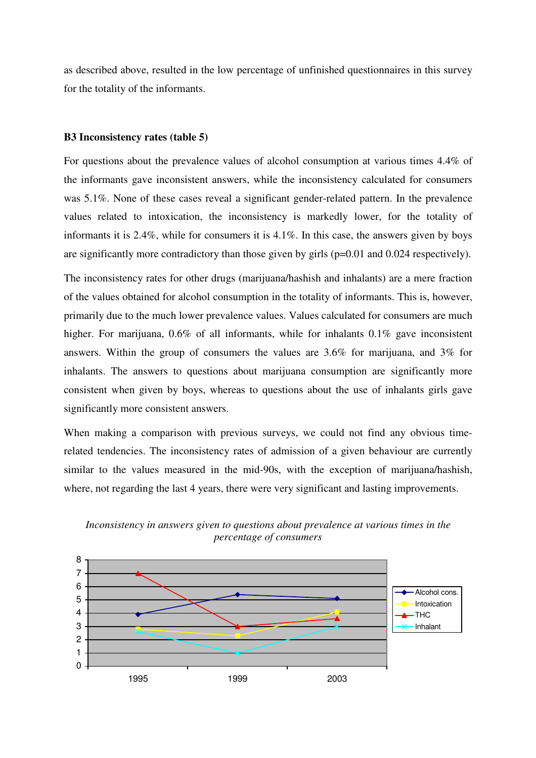as described above, resulted in the low percentage of unfinished questionnaires in this survey for the totality of the informants.

### B3 Inconsistency rates (table 5)

For questions about the prevalence values of alcohol consumption at various times 4.4% of the informants gave inconsistent answers, while the inconsistency calculated for consumers was 5.1%. None of these cases reveal a significant gender-related pattern. In the prevalence values related to intoxication, the inconsistency is markedly lower, for the totality of informants it is 2.4%, while for consumers it is 4.1%. In this case, the answers given by boys are significantly more contradictory than those given by girls (p=0.01 and 0.024 respectively).

The inconsistency rates for other drugs (marijuana/hashish and inhalants) are a mere fraction of the values obtained for alcohol consumption in the totality of informants. This is, however, primarily due to the much lower prevalence values. Values calculated for consumers are much higher. For marijuana, 0.6% of all informants, while for inhalants 0.1% gave inconsistent answers. Within the group of consumers the values are 3.6% for marijuana, and 3% for inhalants. The answers to questions about marijuana consumption are significantly more consistent when given by boys, whereas to questions about the use of inhalants girls gave significantly more consistent answers.

When making a comparison with previous surveys, we could not find any obvious time-related tendencies. The inconsistency rates of admission of a given behaviour are currently similar to the values measured in the mid-90s, with the exception of marijuana/hashish, where, not regarding the last 4 years, there were very significant and lasting improvements.

*Inconsistency in answers given to questions about prevalence at various times in the percentage of consumers*

| | 1995 | 1999 | 2003 |
|---|---|---|---|
| Alcohol cons. | 3.9 | 5.4 | 5.1 |
| Intoxication | 2.8 | 2.3 | 4.1 |
| THC | 7 | 3 | 3.6 |
| Inhalant | 2.6 | 1 | 3 |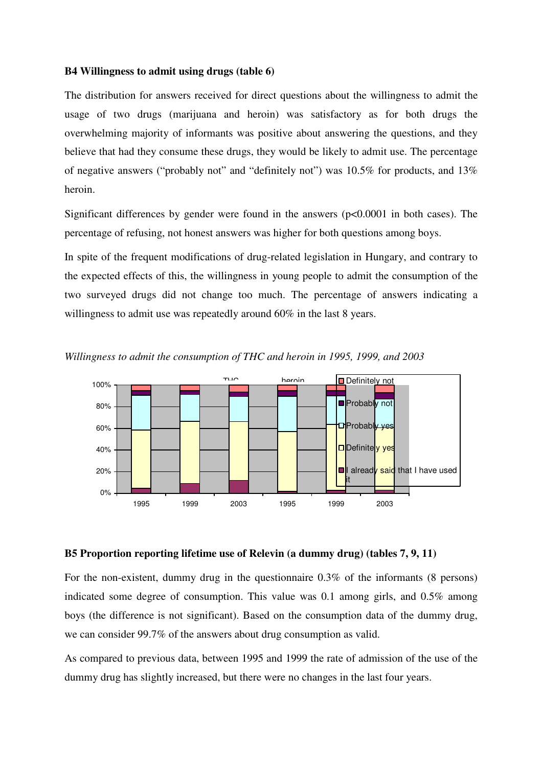**B4 Willingness to admit using drugs (table 6)**

The distribution for answers received for direct questions about the willingness to admit the usage of two drugs (marijuana and heroin) was satisfactory as for both drugs the overwhelming majority of informants was positive about answering the questions, and they believe that had they consume these drugs, they would be likely to admit use. The percentage of negative answers ("probably not" and "definitely not") was 10.5% for products, and 13% heroin.

Significant differences by gender were found in the answers ($p<0.0001$ in both cases). The percentage of refusing, not honest answers was higher for both questions among boys.

In spite of the frequent modifications of drug-related legislation in Hungary, and contrary to the expected effects of this, the willingness in young people to admit the consumption of the two surveyed drugs did not change too much. The percentage of answers indicating a willingness to admit use was repeatedly around 60% in the last 8 years.

*Willingness to admit the consumption of THC and heroin in 1995, 1999, and 2003*

**B5 Proportion reporting lifetime use of Relevin (a dummy drug) (tables 7, 9, 11)**

For the non-existent, dummy drug in the questionnaire 0.3% of the informants (8 persons) indicated some degree of consumption. This value was 0.1 among girls, and 0.5% among boys (the difference is not significant). Based on the consumption data of the dummy drug, we can consider 99.7% of the answers about drug consumption as valid.

As compared to previous data, between 1995 and 1999 the rate of admission of the use of the dummy drug has slightly increased, but there were no changes in the last four years.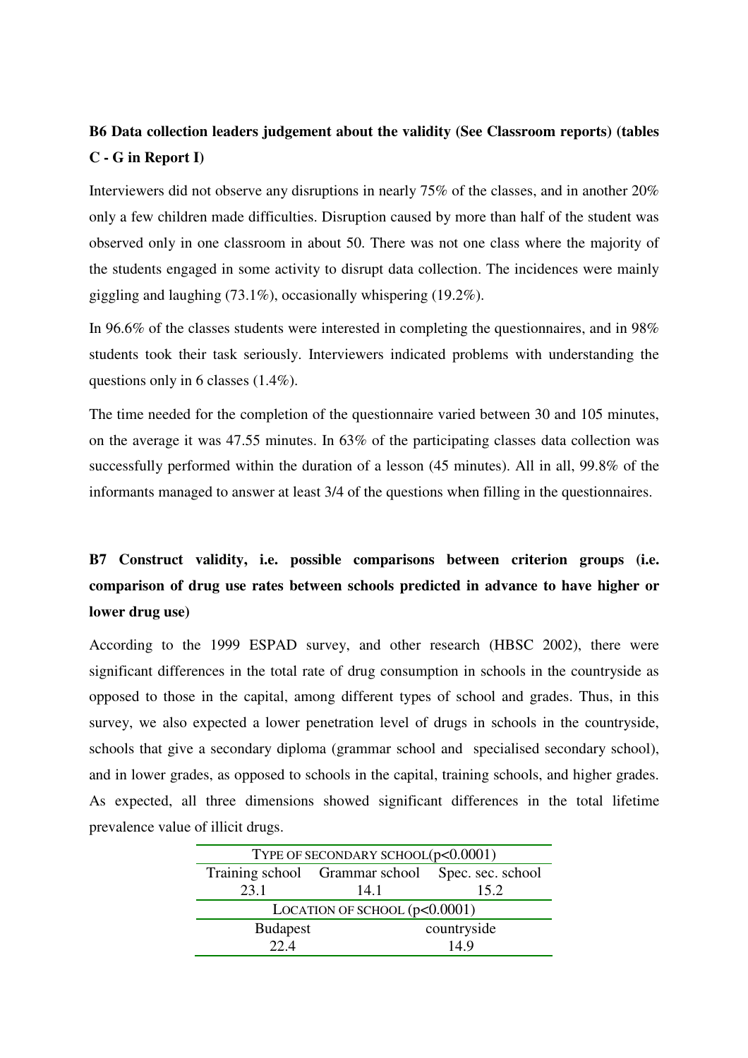**B6 Data collection leaders judgement about the validity (See Classroom reports) (tables C - G in Report I)**

Interviewers did not observe any disruptions in nearly 75% of the classes, and in another 20% only a few children made difficulties. Disruption caused by more than half of the student was observed only in one classroom in about 50. There was not one class where the majority of the students engaged in some activity to disrupt data collection. The incidences were mainly giggling and laughing (73.1%), occasionally whispering (19.2%).

In 96.6% of the classes students were interested in completing the questionnaires, and in 98% students took their task seriously. Interviewers indicated problems with understanding the questions only in 6 classes (1.4%).

The time needed for the completion of the questionnaire varied between 30 and 105 minutes, on the average it was 47.55 minutes. In 63% of the participating classes data collection was successfully performed within the duration of a lesson (45 minutes). All in all, 99.8% of the informants managed to answer at least 3/4 of the questions when filling in the questionnaires.

**B7 Construct validity, i.e. possible comparisons between criterion groups (i.e. comparison of drug use rates between schools predicted in advance to have higher or lower drug use)**

According to the 1999 ESPAD survey, and other research (HBSC 2002), there were significant differences in the total rate of drug consumption in schools in the countryside as opposed to those in the capital, among different types of school and grades. Thus, in this survey, we also expected a lower penetration level of drugs in schools in the countryside, schools that give a secondary diploma (grammar school and specialised secondary school), and in lower grades, as opposed to schools in the capital, training schools, and higher grades. As expected, all three dimensions showed significant differences in the total lifetime prevalence value of illicit drugs.

| TYPE OF SECONDARY SCHOOL ($p<0.0001$) | | |
|---|---|---|
| Training school | Grammar school | Spec. sec. school |
| 23.1 | 14.1 | 15.2 |

| LOCATION OF SCHOOL ($p<0.0001$) | |
|---|---|
| Budapest | countryside |
| 22.4 | 14.9 |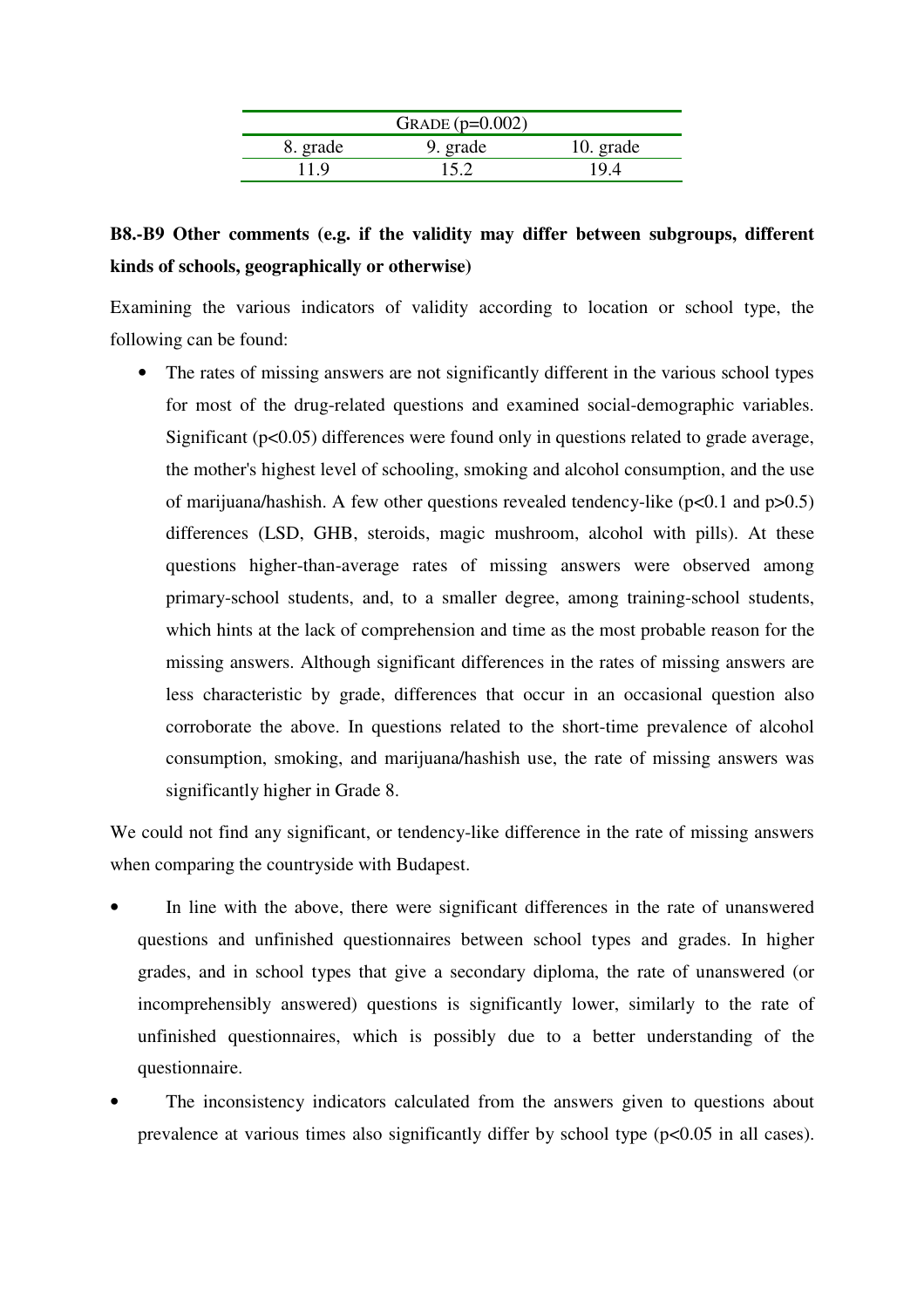| GRADE (p=0.002) | | |
|---|---|---|
| 8. grade | 9. grade | 10. grade |
| 11.9 | 15.2 | 19.4 |

**B8.-B9 Other comments (e.g. if the validity may differ between subgroups, different kinds of schools, geographically or otherwise)**

Examining the various indicators of validity according to location or school type, the following can be found:

- The rates of missing answers are not significantly different in the various school types for most of the drug-related questions and examined social-demographic variables. Significant ($p<0.05$) differences were found only in questions related to grade average, the mother's highest level of schooling, smoking and alcohol consumption, and the use of marijuana/hashish. A few other questions revealed tendency-like ($p<0.1$ and $p>0.5$) differences (LSD, GHB, steroids, magic mushroom, alcohol with pills). At these questions higher-than-average rates of missing answers were observed among primary-school students, and, to a smaller degree, among training-school students, which hints at the lack of comprehension and time as the most probable reason for the missing answers. Although significant differences in the rates of missing answers are less characteristic by grade, differences that occur in an occasional question also corroborate the above. In questions related to the short-time prevalence of alcohol consumption, smoking, and marijuana/hashish use, the rate of missing answers was significantly higher in Grade 8.

We could not find any significant, or tendency-like difference in the rate of missing answers when comparing the countryside with Budapest.

- In line with the above, there were significant differences in the rate of unanswered questions and unfinished questionnaires between school types and grades. In higher grades, and in school types that give a secondary diploma, the rate of unanswered (or incomprehensibly answered) questions is significantly lower, similarly to the rate of unfinished questionnaires, which is possibly due to a better understanding of the questionnaire.
- The inconsistency indicators calculated from the answers given to questions about prevalence at various times also significantly differ by school type ($p<0.05$ in all cases).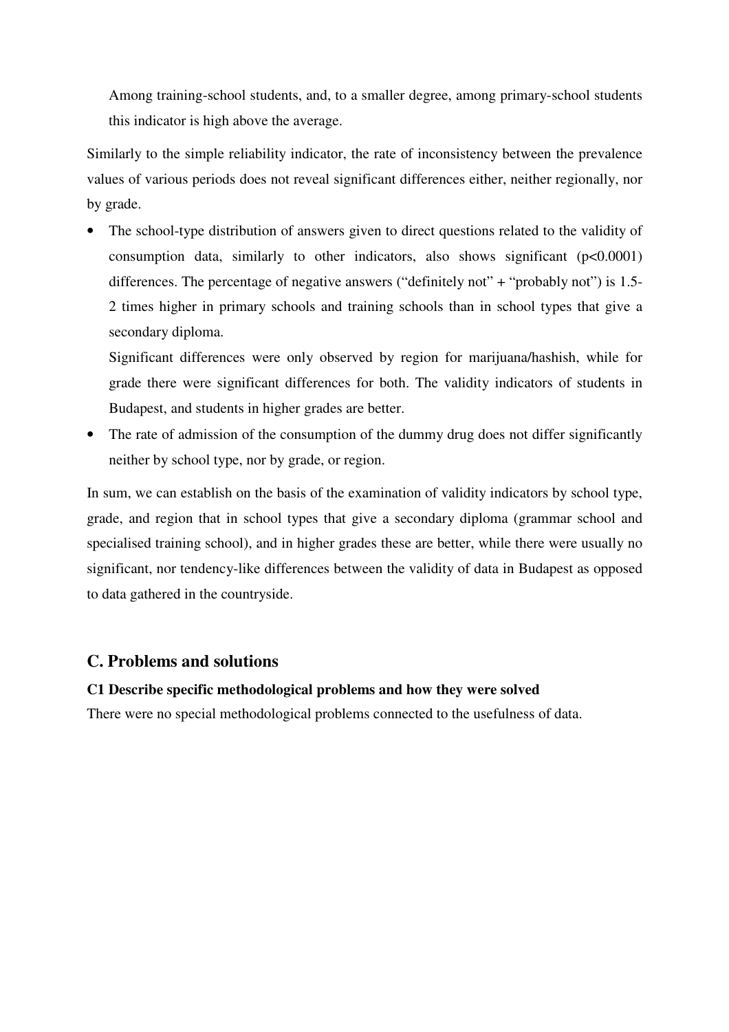Among training-school students, and, to a smaller degree, among primary-school students this indicator is high above the average.

Similarly to the simple reliability indicator, the rate of inconsistency between the prevalence values of various periods does not reveal significant differences either, neither regionally, nor by grade.

- The school-type distribution of answers given to direct questions related to the validity of consumption data, similarly to other indicators, also shows significant ($p<0.0001$) differences. The percentage of negative answers ("definitely not" + "probably not") is 1.5-2 times higher in primary schools and training schools than in school types that give a secondary diploma.

  Significant differences were only observed by region for marijuana/hashish, while for grade there were significant differences for both. The validity indicators of students in Budapest, and students in higher grades are better.

- The rate of admission of the consumption of the dummy drug does not differ significantly neither by school type, nor by grade, or region.

In sum, we can establish on the basis of the examination of validity indicators by school type, grade, and region that in school types that give a secondary diploma (grammar school and specialised training school), and in higher grades these are better, while there were usually no significant, nor tendency-like differences between the validity of data in Budapest as opposed to data gathered in the countryside.

## C. Problems and solutions

**C1 Describe specific methodological problems and how they were solved**

There were no special methodological problems connected to the usefulness of data.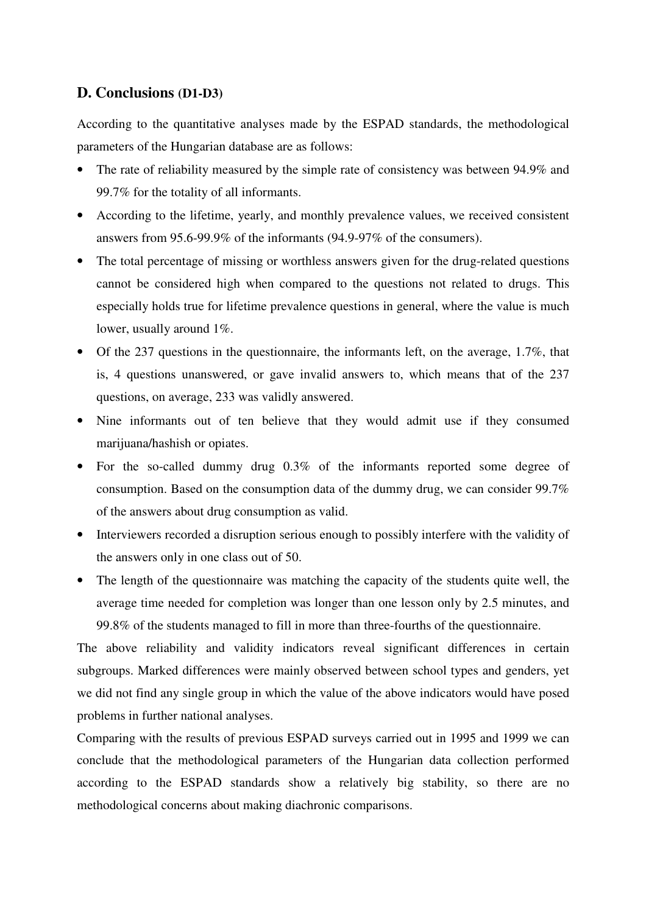## D. Conclusions (D1-D3)

According to the quantitative analyses made by the ESPAD standards, the methodological parameters of the Hungarian database are as follows:

- The rate of reliability measured by the simple rate of consistency was between 94.9% and 99.7% for the totality of all informants.
- According to the lifetime, yearly, and monthly prevalence values, we received consistent answers from 95.6-99.9% of the informants (94.9-97% of the consumers).
- The total percentage of missing or worthless answers given for the drug-related questions cannot be considered high when compared to the questions not related to drugs. This especially holds true for lifetime prevalence questions in general, where the value is much lower, usually around 1%.
- Of the 237 questions in the questionnaire, the informants left, on the average, 1.7%, that is, 4 questions unanswered, or gave invalid answers to, which means that of the 237 questions, on average, 233 was validly answered.
- Nine informants out of ten believe that they would admit use if they consumed marijuana/hashish or opiates.
- For the so-called dummy drug 0.3% of the informants reported some degree of consumption. Based on the consumption data of the dummy drug, we can consider 99.7% of the answers about drug consumption as valid.
- Interviewers recorded a disruption serious enough to possibly interfere with the validity of the answers only in one class out of 50.
- The length of the questionnaire was matching the capacity of the students quite well, the average time needed for completion was longer than one lesson only by 2.5 minutes, and 99.8% of the students managed to fill in more than three-fourths of the questionnaire.

The above reliability and validity indicators reveal significant differences in certain subgroups. Marked differences were mainly observed between school types and genders, yet we did not find any single group in which the value of the above indicators would have posed problems in further national analyses.

Comparing with the results of previous ESPAD surveys carried out in 1995 and 1999 we can conclude that the methodological parameters of the Hungarian data collection performed according to the ESPAD standards show a relatively big stability, so there are no methodological concerns about making diachronic comparisons.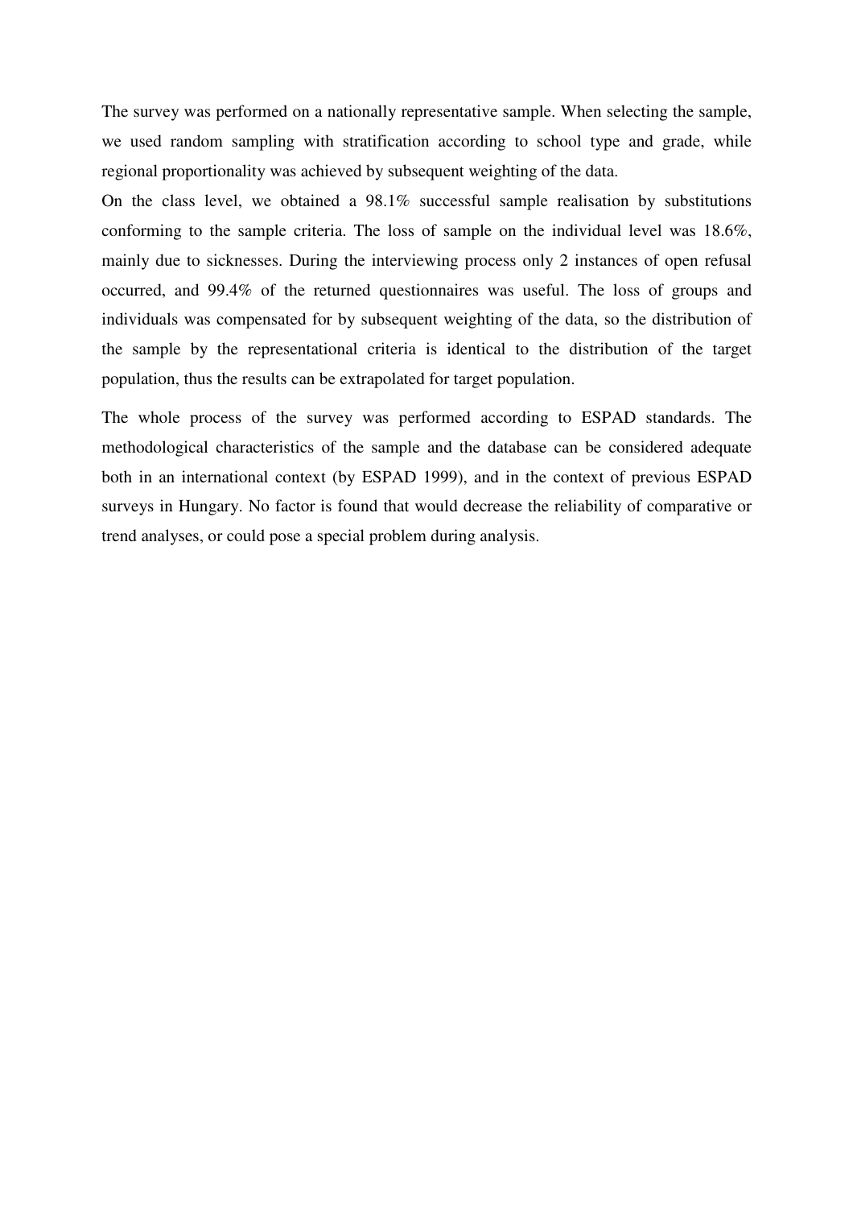The survey was performed on a nationally representative sample. When selecting the sample, we used random sampling with stratification according to school type and grade, while regional proportionality was achieved by subsequent weighting of the data.

On the class level, we obtained a 98.1% successful sample realisation by substitutions conforming to the sample criteria. The loss of sample on the individual level was 18.6%, mainly due to sicknesses. During the interviewing process only 2 instances of open refusal occurred, and 99.4% of the returned questionnaires was useful. The loss of groups and individuals was compensated for by subsequent weighting of the data, so the distribution of the sample by the representational criteria is identical to the distribution of the target population, thus the results can be extrapolated for target population.

The whole process of the survey was performed according to ESPAD standards. The methodological characteristics of the sample and the database can be considered adequate both in an international context (by ESPAD 1999), and in the context of previous ESPAD surveys in Hungary. No factor is found that would decrease the reliability of comparative or trend analyses, or could pose a special problem during analysis.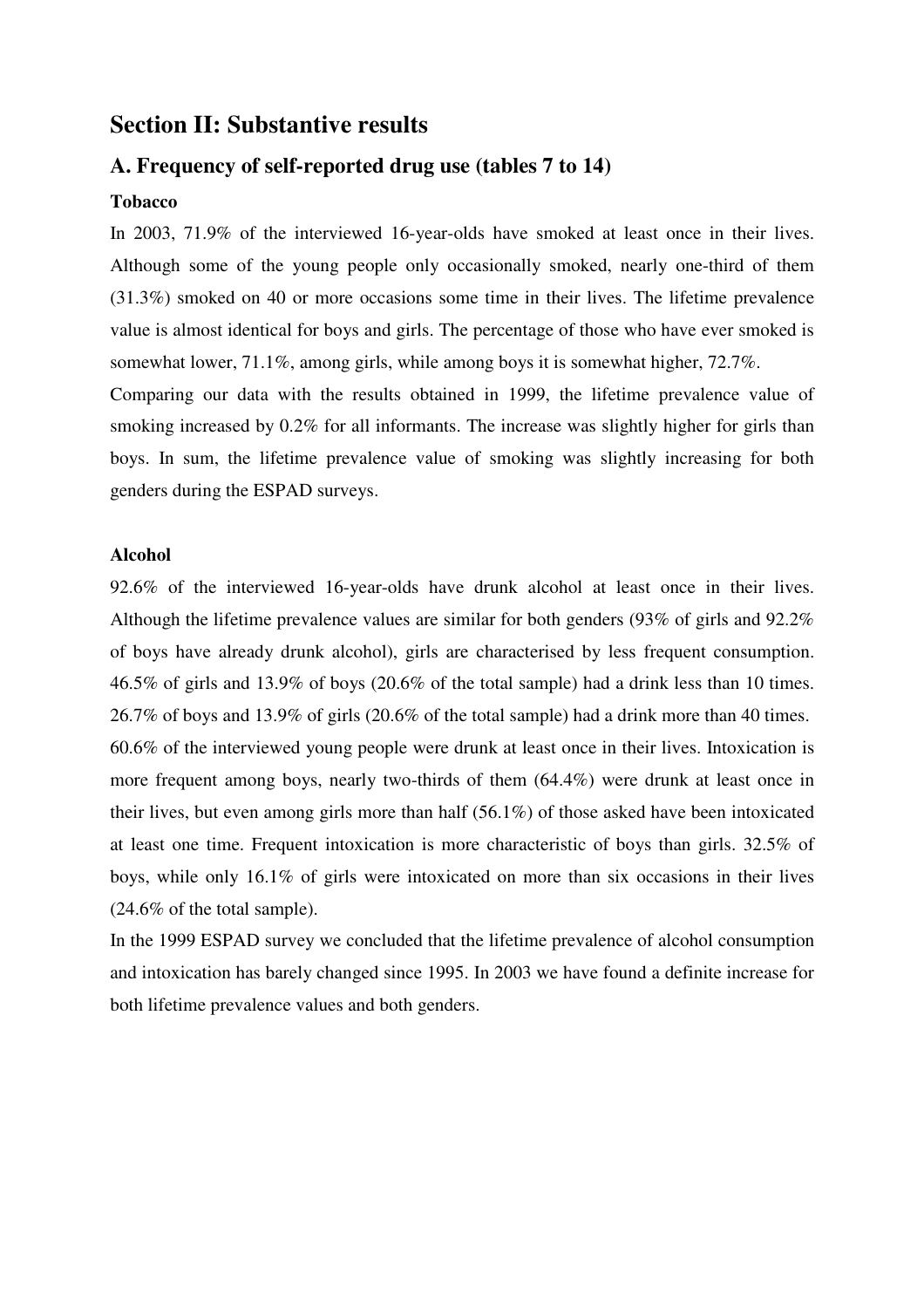## Section II: Substantive results

### A. Frequency of self-reported drug use (tables 7 to 14)

**Tobacco**

In 2003, 71.9% of the interviewed 16-year-olds have smoked at least once in their lives. Although some of the young people only occasionally smoked, nearly one-third of them (31.3%) smoked on 40 or more occasions some time in their lives. The lifetime prevalence value is almost identical for boys and girls. The percentage of those who have ever smoked is somewhat lower, 71.1%, among girls, while among boys it is somewhat higher, 72.7%.

Comparing our data with the results obtained in 1999, the lifetime prevalence value of smoking increased by 0.2% for all informants. The increase was slightly higher for girls than boys. In sum, the lifetime prevalence value of smoking was slightly increasing for both genders during the ESPAD surveys.

**Alcohol**

92.6% of the interviewed 16-year-olds have drunk alcohol at least once in their lives. Although the lifetime prevalence values are similar for both genders (93% of girls and 92.2% of boys have already drunk alcohol), girls are characterised by less frequent consumption. 46.5% of girls and 13.9% of boys (20.6% of the total sample) had a drink less than 10 times. 26.7% of boys and 13.9% of girls (20.6% of the total sample) had a drink more than 40 times.

60.6% of the interviewed young people were drunk at least once in their lives. Intoxication is more frequent among boys, nearly two-thirds of them (64.4%) were drunk at least once in their lives, but even among girls more than half (56.1%) of those asked have been intoxicated at least one time. Frequent intoxication is more characteristic of boys than girls. 32.5% of boys, while only 16.1% of girls were intoxicated on more than six occasions in their lives (24.6% of the total sample).

In the 1999 ESPAD survey we concluded that the lifetime prevalence of alcohol consumption and intoxication has barely changed since 1995. In 2003 we have found a definite increase for both lifetime prevalence values and both genders.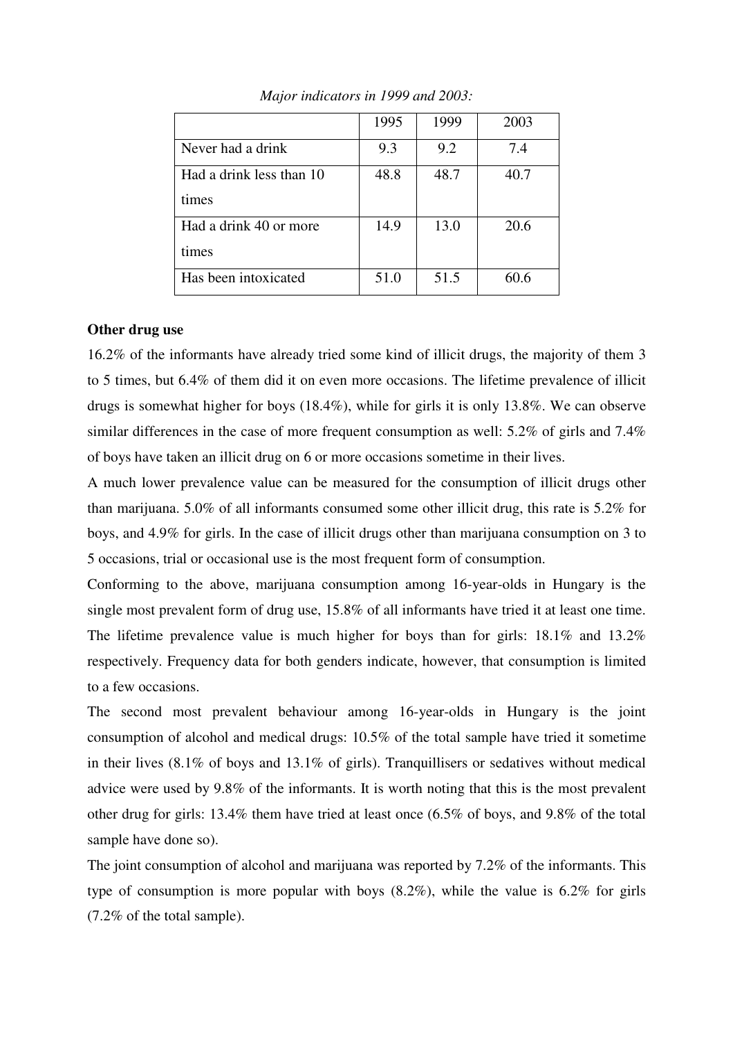*Major indicators in 1999 and 2003:*

| | 1995 | 1999 | 2003 |
|---|---|---|---|
| Never had a drink | 9.3 | 9.2 | 7.4 |
| Had a drink less than 10 times | 48.8 | 48.7 | 40.7 |
| Had a drink 40 or more times | 14.9 | 13.0 | 20.6 |
| Has been intoxicated | 51.0 | 51.5 | 60.6 |

**Other drug use**

16.2% of the informants have already tried some kind of illicit drugs, the majority of them 3 to 5 times, but 6.4% of them did it on even more occasions. The lifetime prevalence of illicit drugs is somewhat higher for boys (18.4%), while for girls it is only 13.8%. We can observe similar differences in the case of more frequent consumption as well: 5.2% of girls and 7.4% of boys have taken an illicit drug on 6 or more occasions sometime in their lives.

A much lower prevalence value can be measured for the consumption of illicit drugs other than marijuana. 5.0% of all informants consumed some other illicit drug, this rate is 5.2% for boys, and 4.9% for girls. In the case of illicit drugs other than marijuana consumption on 3 to 5 occasions, trial or occasional use is the most frequent form of consumption.

Conforming to the above, marijuana consumption among 16-year-olds in Hungary is the single most prevalent form of drug use, 15.8% of all informants have tried it at least one time. The lifetime prevalence value is much higher for boys than for girls: 18.1% and 13.2% respectively. Frequency data for both genders indicate, however, that consumption is limited to a few occasions.

The second most prevalent behaviour among 16-year-olds in Hungary is the joint consumption of alcohol and medical drugs: 10.5% of the total sample have tried it sometime in their lives (8.1% of boys and 13.1% of girls). Tranquillisers or sedatives without medical advice were used by 9.8% of the informants. It is worth noting that this is the most prevalent other drug for girls: 13.4% them have tried at least once (6.5% of boys, and 9.8% of the total sample have done so).

The joint consumption of alcohol and marijuana was reported by 7.2% of the informants. This type of consumption is more popular with boys (8.2%), while the value is 6.2% for girls (7.2% of the total sample).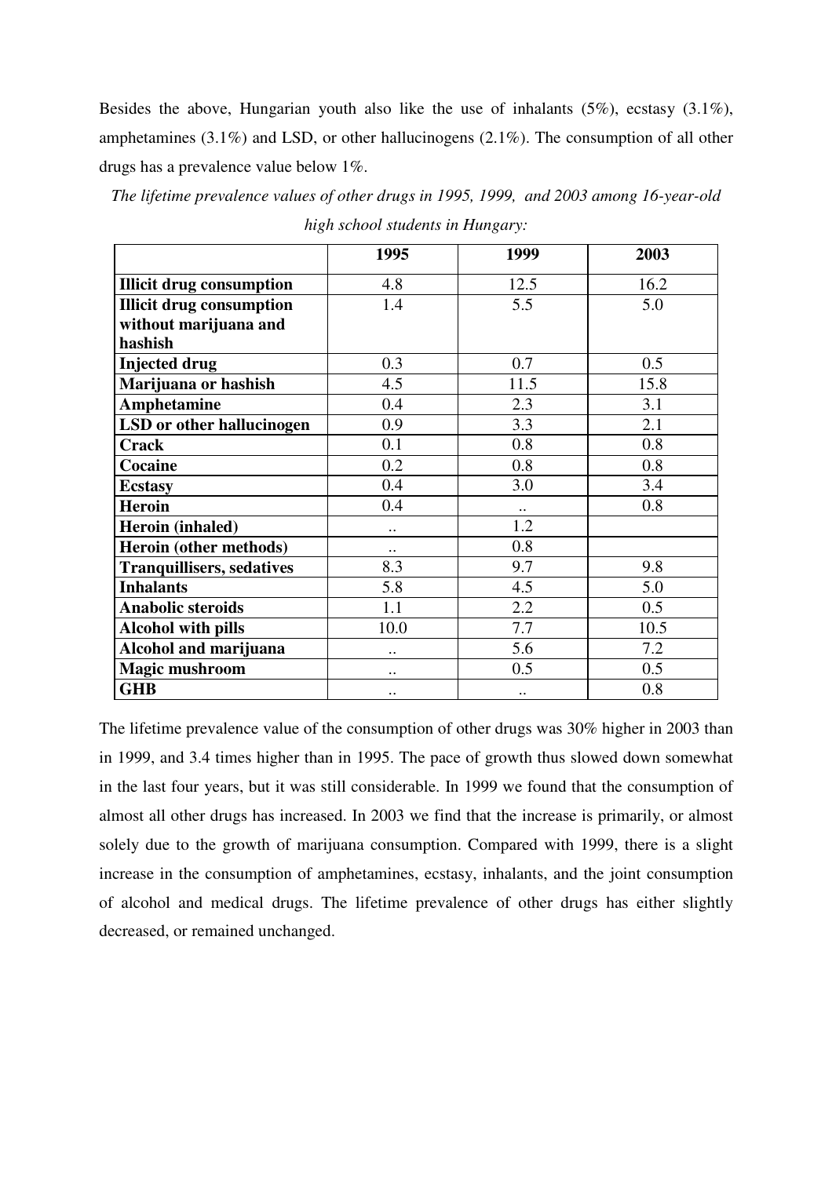Besides the above, Hungarian youth also like the use of inhalants (5%), ecstasy (3.1%), amphetamines (3.1%) and LSD, or other hallucinogens (2.1%). The consumption of all other drugs has a prevalence value below 1%.

*The lifetime prevalence values of other drugs in 1995, 1999, and 2003 among 16-year-old high school students in Hungary:*

| | 1995 | 1999 | 2003 |
|---|---|---|---|
| **Illicit drug consumption** | 4.8 | 12.5 | 16.2 |
| **Illicit drug consumption without marijuana and hashish** | 1.4 | 5.5 | 5.0 |
| **Injected drug** | 0.3 | 0.7 | 0.5 |
| **Marijuana or hashish** | 4.5 | 11.5 | 15.8 |
| **Amphetamine** | 0.4 | 2.3 | 3.1 |
| **LSD or other hallucinogen** | 0.9 | 3.3 | 2.1 |
| **Crack** | 0.1 | 0.8 | 0.8 |
| **Cocaine** | 0.2 | 0.8 | 0.8 |
| **Ecstasy** | 0.4 | 3.0 | 3.4 |
| **Heroin** | 0.4 | .. | 0.8 |
| **Heroin (inhaled)** | .. | 1.2 | |
| **Heroin (other methods)** | .. | 0.8 | |
| **Tranquillisers, sedatives** | 8.3 | 9.7 | 9.8 |
| **Inhalants** | 5.8 | 4.5 | 5.0 |
| **Anabolic steroids** | 1.1 | 2.2 | 0.5 |
| **Alcohol with pills** | 10.0 | 7.7 | 10.5 |
| **Alcohol and marijuana** | .. | 5.6 | 7.2 |
| **Magic mushroom** | .. | 0.5 | 0.5 |
| **GHB** | .. | .. | 0.8 |

The lifetime prevalence value of the consumption of other drugs was 30% higher in 2003 than in 1999, and 3.4 times higher than in 1995. The pace of growth thus slowed down somewhat in the last four years, but it was still considerable. In 1999 we found that the consumption of almost all other drugs has increased. In 2003 we find that the increase is primarily, or almost solely due to the growth of marijuana consumption. Compared with 1999, there is a slight increase in the consumption of amphetamines, ecstasy, inhalants, and the joint consumption of alcohol and medical drugs. The lifetime prevalence of other drugs has either slightly decreased, or remained unchanged.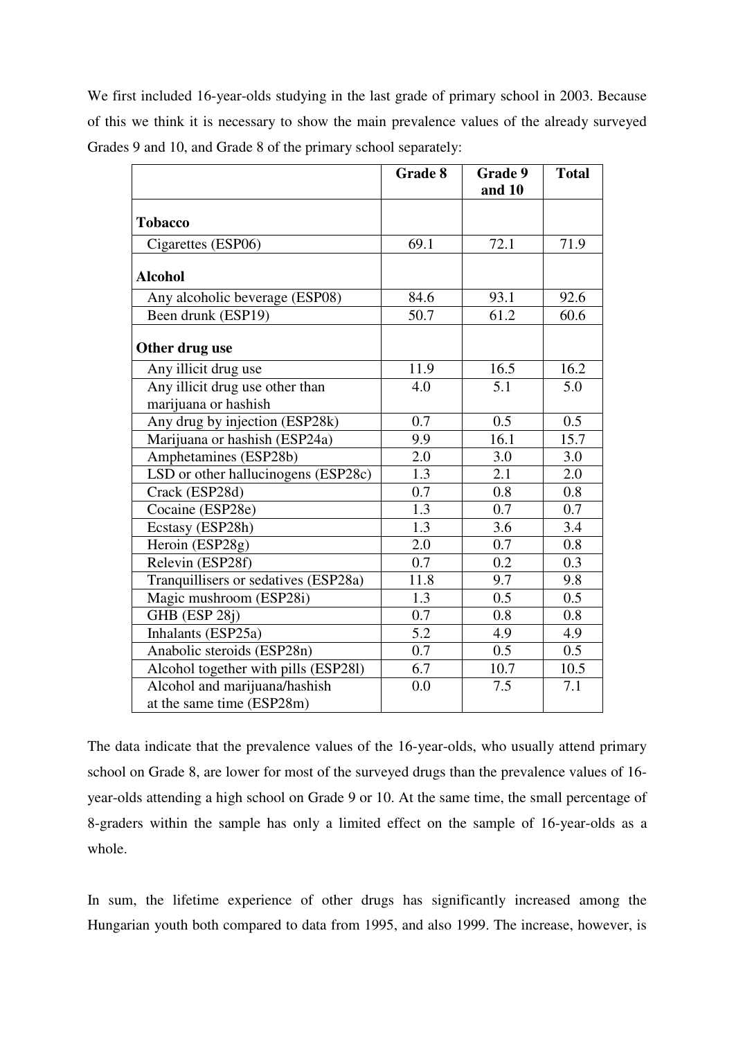We first included 16-year-olds studying in the last grade of primary school in 2003. Because of this we think it is necessary to show the main prevalence values of the already surveyed Grades 9 and 10, and Grade 8 of the primary school separately:

| | Grade 8 | Grade 9 and 10 | Total |
|---|---|---|---|
| **Tobacco** | | | |
| Cigarettes (ESP06) | 69.1 | 72.1 | 71.9 |
| **Alcohol** | | | |
| Any alcoholic beverage (ESP08) | 84.6 | 93.1 | 92.6 |
| Been drunk (ESP19) | 50.7 | 61.2 | 60.6 |
| **Other drug use** | | | |
| Any illicit drug use | 11.9 | 16.5 | 16.2 |
| Any illicit drug use other than marijuana or hashish | 4.0 | 5.1 | 5.0 |
| Any drug by injection (ESP28k) | 0.7 | 0.5 | 0.5 |
| Marijuana or hashish (ESP24a) | 9.9 | 16.1 | 15.7 |
| Amphetamines (ESP28b) | 2.0 | 3.0 | 3.0 |
| LSD or other hallucinogens (ESP28c) | 1.3 | 2.1 | 2.0 |
| Crack (ESP28d) | 0.7 | 0.8 | 0.8 |
| Cocaine (ESP28e) | 1.3 | 0.7 | 0.7 |
| Ecstasy (ESP28h) | 1.3 | 3.6 | 3.4 |
| Heroin (ESP28g) | 2.0 | 0.7 | 0.8 |
| Relevin (ESP28f) | 0.7 | 0.2 | 0.3 |
| Tranquillisers or sedatives (ESP28a) | 11.8 | 9.7 | 9.8 |
| Magic mushroom (ESP28i) | 1.3 | 0.5 | 0.5 |
| GHB (ESP 28j) | 0.7 | 0.8 | 0.8 |
| Inhalants (ESP25a) | 5.2 | 4.9 | 4.9 |
| Anabolic steroids (ESP28n) | 0.7 | 0.5 | 0.5 |
| Alcohol together with pills (ESP28l) | 6.7 | 10.7 | 10.5 |
| Alcohol and marijuana/hashish at the same time (ESP28m) | 0.0 | 7.5 | 7.1 |

The data indicate that the prevalence values of the 16-year-olds, who usually attend primary school on Grade 8, are lower for most of the surveyed drugs than the prevalence values of 16-year-olds attending a high school on Grade 9 or 10. At the same time, the small percentage of 8-graders within the sample has only a limited effect on the sample of 16-year-olds as a whole.

In sum, the lifetime experience of other drugs has significantly increased among the Hungarian youth both compared to data from 1995, and also 1999. The increase, however, is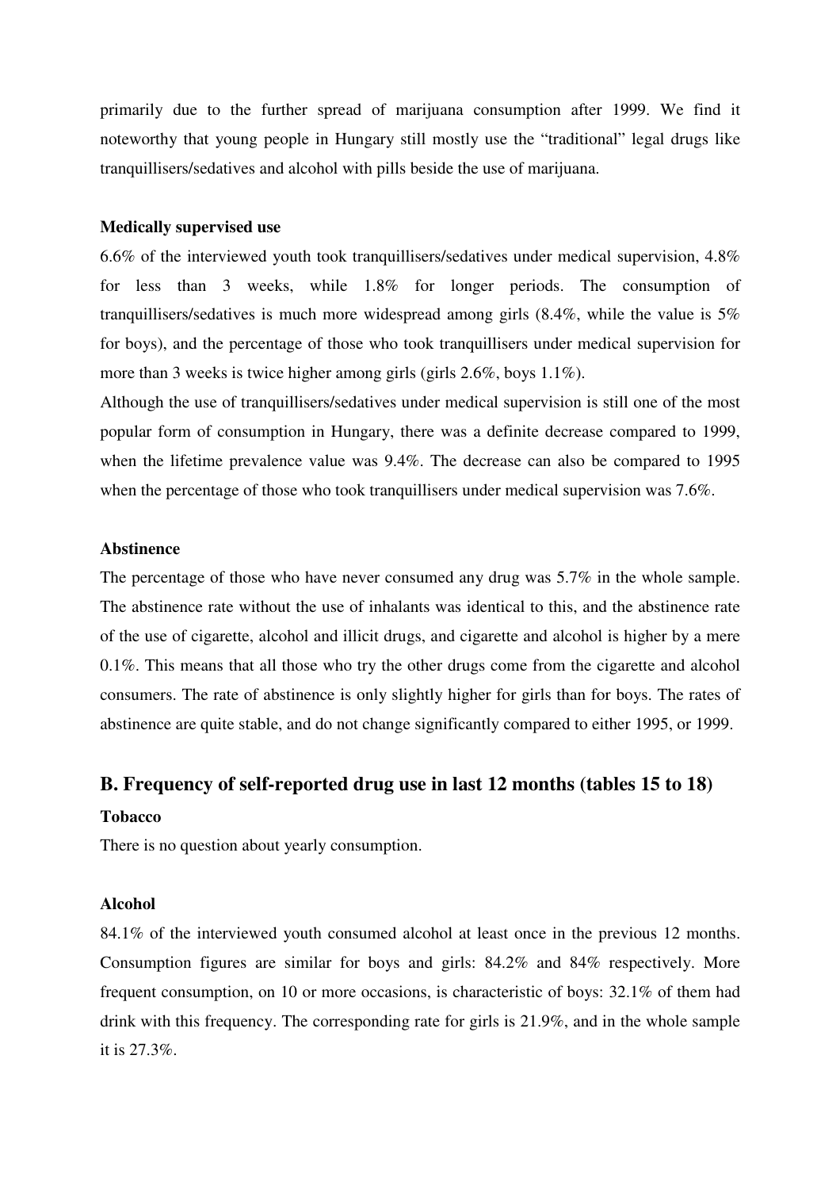primarily due to the further spread of marijuana consumption after 1999. We find it noteworthy that young people in Hungary still mostly use the "traditional" legal drugs like tranquillisers/sedatives and alcohol with pills beside the use of marijuana.

**Medically supervised use**

6.6% of the interviewed youth took tranquillisers/sedatives under medical supervision, 4.8% for less than 3 weeks, while 1.8% for longer periods. The consumption of tranquillisers/sedatives is much more widespread among girls (8.4%, while the value is 5% for boys), and the percentage of those who took tranquillisers under medical supervision for more than 3 weeks is twice higher among girls (girls 2.6%, boys 1.1%).

Although the use of tranquillisers/sedatives under medical supervision is still one of the most popular form of consumption in Hungary, there was a definite decrease compared to 1999, when the lifetime prevalence value was 9.4%. The decrease can also be compared to 1995 when the percentage of those who took tranquillisers under medical supervision was 7.6%.

**Abstinence**

The percentage of those who have never consumed any drug was 5.7% in the whole sample. The abstinence rate without the use of inhalants was identical to this, and the abstinence rate of the use of cigarette, alcohol and illicit drugs, and cigarette and alcohol is higher by a mere 0.1%. This means that all those who try the other drugs come from the cigarette and alcohol consumers. The rate of abstinence is only slightly higher for girls than for boys. The rates of abstinence are quite stable, and do not change significantly compared to either 1995, or 1999.

## B. Frequency of self-reported drug use in last 12 months (tables 15 to 18)

**Tobacco**

There is no question about yearly consumption.

**Alcohol**

84.1% of the interviewed youth consumed alcohol at least once in the previous 12 months. Consumption figures are similar for boys and girls: 84.2% and 84% respectively. More frequent consumption, on 10 or more occasions, is characteristic of boys: 32.1% of them had drink with this frequency. The corresponding rate for girls is 21.9%, and in the whole sample it is 27.3%.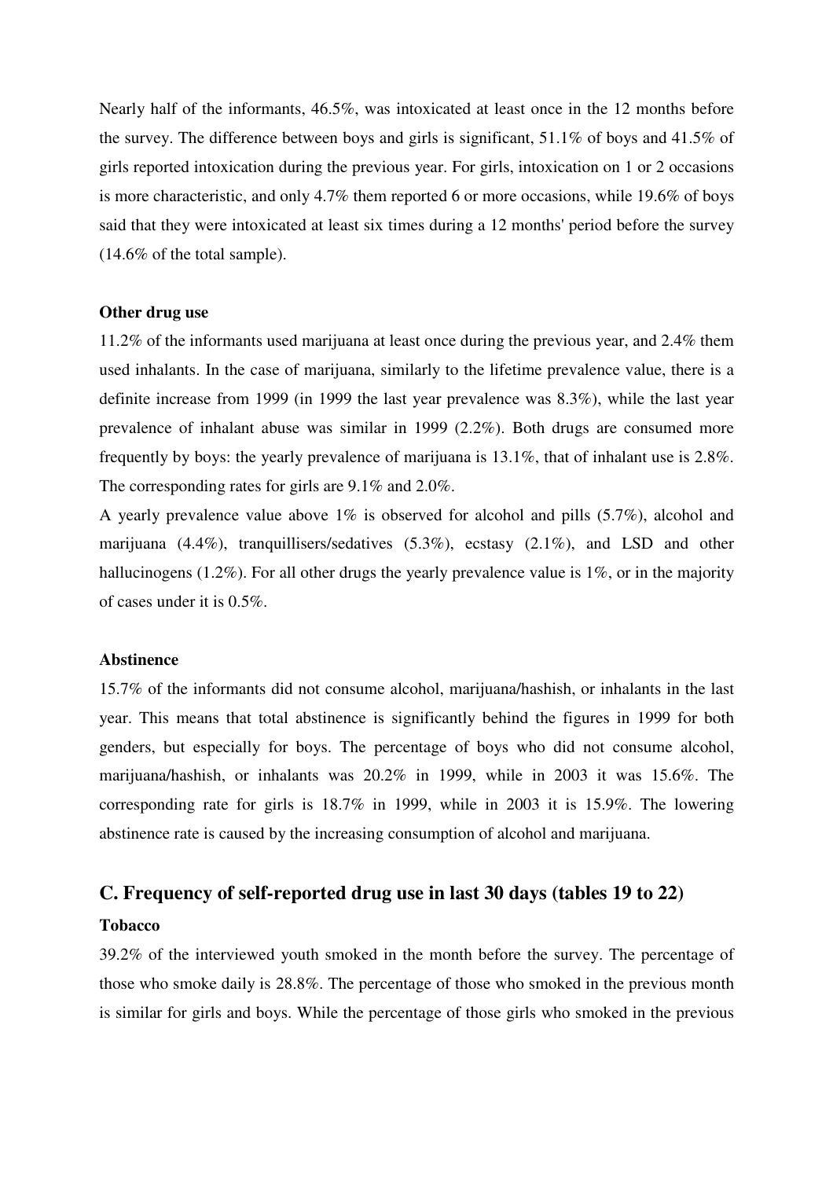Nearly half of the informants, 46.5%, was intoxicated at least once in the 12 months before the survey. The difference between boys and girls is significant, 51.1% of boys and 41.5% of girls reported intoxication during the previous year. For girls, intoxication on 1 or 2 occasions is more characteristic, and only 4.7% them reported 6 or more occasions, while 19.6% of boys said that they were intoxicated at least six times during a 12 months' period before the survey (14.6% of the total sample).

**Other drug use**

11.2% of the informants used marijuana at least once during the previous year, and 2.4% them used inhalants. In the case of marijuana, similarly to the lifetime prevalence value, there is a definite increase from 1999 (in 1999 the last year prevalence was 8.3%), while the last year prevalence of inhalant abuse was similar in 1999 (2.2%). Both drugs are consumed more frequently by boys: the yearly prevalence of marijuana is 13.1%, that of inhalant use is 2.8%. The corresponding rates for girls are 9.1% and 2.0%.

A yearly prevalence value above 1% is observed for alcohol and pills (5.7%), alcohol and marijuana (4.4%), tranquillisers/sedatives (5.3%), ecstasy (2.1%), and LSD and other hallucinogens (1.2%). For all other drugs the yearly prevalence value is 1%, or in the majority of cases under it is 0.5%.

**Abstinence**

15.7% of the informants did not consume alcohol, marijuana/hashish, or inhalants in the last year. This means that total abstinence is significantly behind the figures in 1999 for both genders, but especially for boys. The percentage of boys who did not consume alcohol, marijuana/hashish, or inhalants was 20.2% in 1999, while in 2003 it was 15.6%. The corresponding rate for girls is 18.7% in 1999, while in 2003 it is 15.9%. The lowering abstinence rate is caused by the increasing consumption of alcohol and marijuana.

## C. Frequency of self-reported drug use in last 30 days (tables 19 to 22)

**Tobacco**

39.2% of the interviewed youth smoked in the month before the survey. The percentage of those who smoke daily is 28.8%. The percentage of those who smoked in the previous month is similar for girls and boys. While the percentage of those girls who smoked in the previous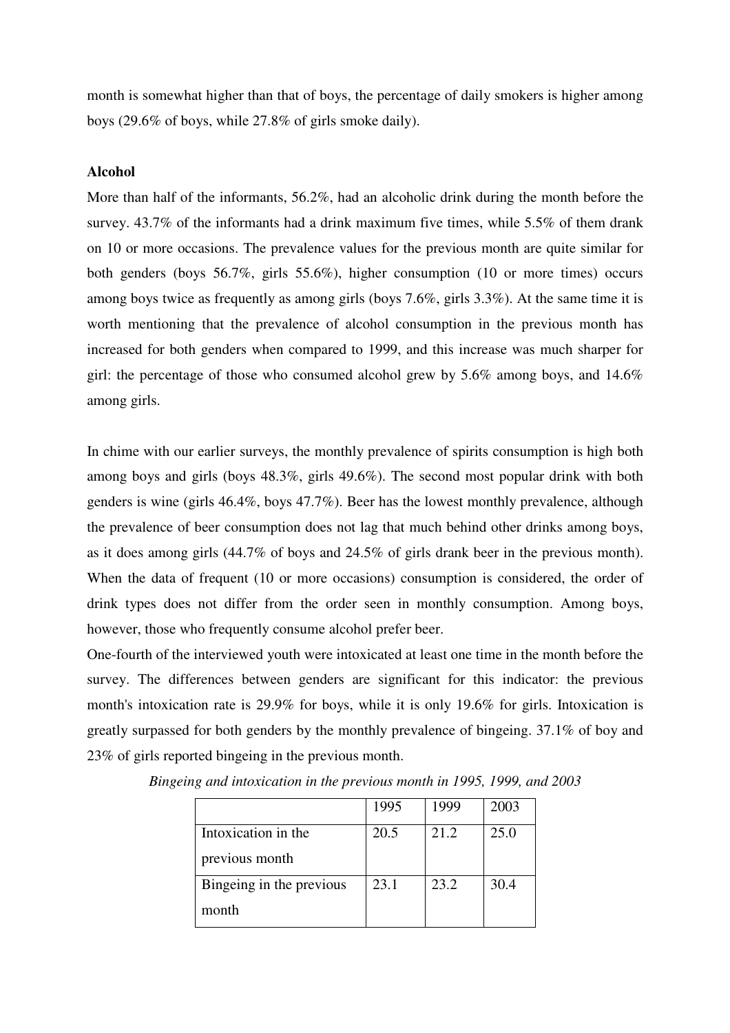month is somewhat higher than that of boys, the percentage of daily smokers is higher among boys (29.6% of boys, while 27.8% of girls smoke daily).

**Alcohol**

More than half of the informants, 56.2%, had an alcoholic drink during the month before the survey. 43.7% of the informants had a drink maximum five times, while 5.5% of them drank on 10 or more occasions. The prevalence values for the previous month are quite similar for both genders (boys 56.7%, girls 55.6%), higher consumption (10 or more times) occurs among boys twice as frequently as among girls (boys 7.6%, girls 3.3%). At the same time it is worth mentioning that the prevalence of alcohol consumption in the previous month has increased for both genders when compared to 1999, and this increase was much sharper for girl: the percentage of those who consumed alcohol grew by 5.6% among boys, and 14.6% among girls.

In chime with our earlier surveys, the monthly prevalence of spirits consumption is high both among boys and girls (boys 48.3%, girls 49.6%). The second most popular drink with both genders is wine (girls 46.4%, boys 47.7%). Beer has the lowest monthly prevalence, although the prevalence of beer consumption does not lag that much behind other drinks among boys, as it does among girls (44.7% of boys and 24.5% of girls drank beer in the previous month). When the data of frequent (10 or more occasions) consumption is considered, the order of drink types does not differ from the order seen in monthly consumption. Among boys, however, those who frequently consume alcohol prefer beer.

One-fourth of the interviewed youth were intoxicated at least one time in the month before the survey. The differences between genders are significant for this indicator: the previous month's intoxication rate is 29.9% for boys, while it is only 19.6% for girls. Intoxication is greatly surpassed for both genders by the monthly prevalence of bingeing. 37.1% of boy and 23% of girls reported bingeing in the previous month.

*Bingeing and intoxication in the previous month in 1995, 1999, and 2003*

| | 1995 | 1999 | 2003 |
|---|---|---|---|
| Intoxication in the previous month | 20.5 | 21.2 | 25.0 |
| Bingeing in the previous month | 23.1 | 23.2 | 30.4 |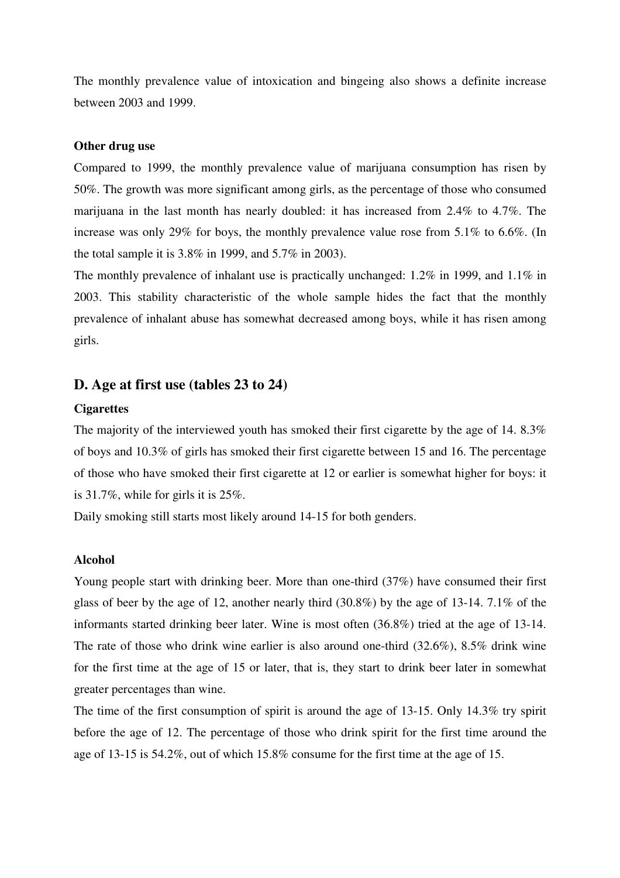The monthly prevalence value of intoxication and bingeing also shows a definite increase between 2003 and 1999.

**Other drug use**

Compared to 1999, the monthly prevalence value of marijuana consumption has risen by 50%. The growth was more significant among girls, as the percentage of those who consumed marijuana in the last month has nearly doubled: it has increased from 2.4% to 4.7%. The increase was only 29% for boys, the monthly prevalence value rose from 5.1% to 6.6%. (In the total sample it is 3.8% in 1999, and 5.7% in 2003).

The monthly prevalence of inhalant use is practically unchanged: 1.2% in 1999, and 1.1% in 2003. This stability characteristic of the whole sample hides the fact that the monthly prevalence of inhalant abuse has somewhat decreased among boys, while it has risen among girls.

## D. Age at first use (tables 23 to 24)

**Cigarettes**

The majority of the interviewed youth has smoked their first cigarette by the age of 14. 8.3% of boys and 10.3% of girls has smoked their first cigarette between 15 and 16. The percentage of those who have smoked their first cigarette at 12 or earlier is somewhat higher for boys: it is 31.7%, while for girls it is 25%.

Daily smoking still starts most likely around 14-15 for both genders.

**Alcohol**

Young people start with drinking beer. More than one-third (37%) have consumed their first glass of beer by the age of 12, another nearly third (30.8%) by the age of 13-14. 7.1% of the informants started drinking beer later. Wine is most often (36.8%) tried at the age of 13-14. The rate of those who drink wine earlier is also around one-third (32.6%), 8.5% drink wine for the first time at the age of 15 or later, that is, they start to drink beer later in somewhat greater percentages than wine.

The time of the first consumption of spirit is around the age of 13-15. Only 14.3% try spirit before the age of 12. The percentage of those who drink spirit for the first time around the age of 13-15 is 54.2%, out of which 15.8% consume for the first time at the age of 15.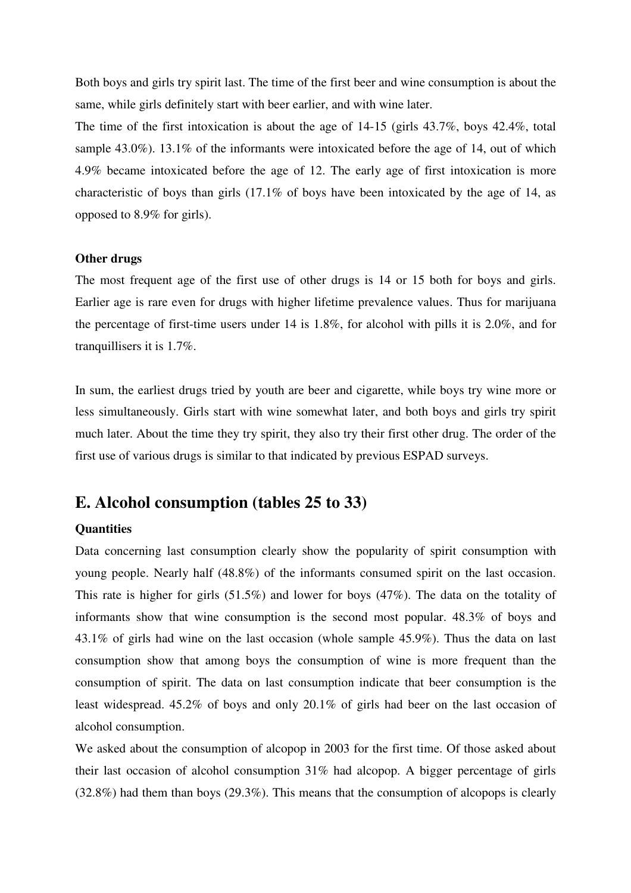Both boys and girls try spirit last. The time of the first beer and wine consumption is about the same, while girls definitely start with beer earlier, and with wine later.

The time of the first intoxication is about the age of 14-15 (girls 43.7%, boys 42.4%, total sample 43.0%). 13.1% of the informants were intoxicated before the age of 14, out of which 4.9% became intoxicated before the age of 12. The early age of first intoxication is more characteristic of boys than girls (17.1% of boys have been intoxicated by the age of 14, as opposed to 8.9% for girls).

**Other drugs**

The most frequent age of the first use of other drugs is 14 or 15 both for boys and girls. Earlier age is rare even for drugs with higher lifetime prevalence values. Thus for marijuana the percentage of first-time users under 14 is 1.8%, for alcohol with pills it is 2.0%, and for tranquillisers it is 1.7%.

In sum, the earliest drugs tried by youth are beer and cigarette, while boys try wine more or less simultaneously. Girls start with wine somewhat later, and both boys and girls try spirit much later. About the time they try spirit, they also try their first other drug. The order of the first use of various drugs is similar to that indicated by previous ESPAD surveys.

## E. Alcohol consumption (tables 25 to 33)

**Quantities**

Data concerning last consumption clearly show the popularity of spirit consumption with young people. Nearly half (48.8%) of the informants consumed spirit on the last occasion. This rate is higher for girls (51.5%) and lower for boys (47%). The data on the totality of informants show that wine consumption is the second most popular. 48.3% of boys and 43.1% of girls had wine on the last occasion (whole sample 45.9%). Thus the data on last consumption show that among boys the consumption of wine is more frequent than the consumption of spirit. The data on last consumption indicate that beer consumption is the least widespread. 45.2% of boys and only 20.1% of girls had beer on the last occasion of alcohol consumption.

We asked about the consumption of alcopop in 2003 for the first time. Of those asked about their last occasion of alcohol consumption 31% had alcopop. A bigger percentage of girls (32.8%) had them than boys (29.3%). This means that the consumption of alcopops is clearly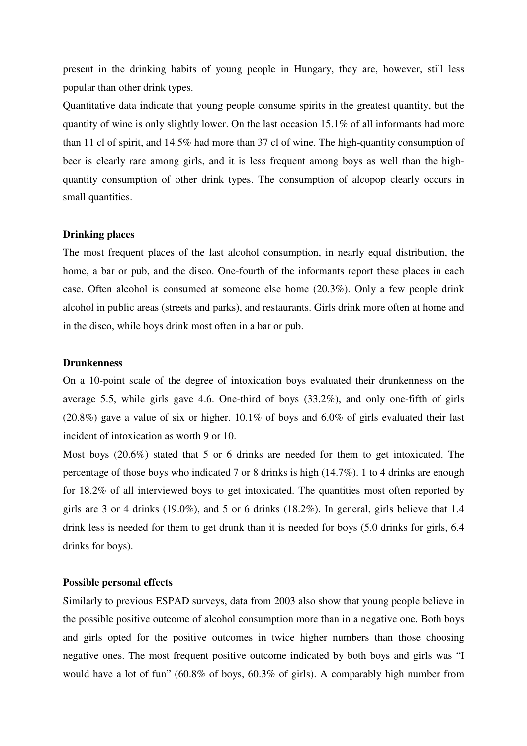present in the drinking habits of young people in Hungary, they are, however, still less popular than other drink types.

Quantitative data indicate that young people consume spirits in the greatest quantity, but the quantity of wine is only slightly lower. On the last occasion 15.1% of all informants had more than 11 cl of spirit, and 14.5% had more than 37 cl of wine. The high-quantity consumption of beer is clearly rare among girls, and it is less frequent among boys as well than the high-quantity consumption of other drink types. The consumption of alcopop clearly occurs in small quantities.

**Drinking places**

The most frequent places of the last alcohol consumption, in nearly equal distribution, the home, a bar or pub, and the disco. One-fourth of the informants report these places in each case. Often alcohol is consumed at someone else home (20.3%). Only a few people drink alcohol in public areas (streets and parks), and restaurants. Girls drink more often at home and in the disco, while boys drink most often in a bar or pub.

**Drunkenness**

On a 10-point scale of the degree of intoxication boys evaluated their drunkenness on the average 5.5, while girls gave 4.6. One-third of boys (33.2%), and only one-fifth of girls (20.8%) gave a value of six or higher. 10.1% of boys and 6.0% of girls evaluated their last incident of intoxication as worth 9 or 10.

Most boys (20.6%) stated that 5 or 6 drinks are needed for them to get intoxicated. The percentage of those boys who indicated 7 or 8 drinks is high (14.7%). 1 to 4 drinks are enough for 18.2% of all interviewed boys to get intoxicated. The quantities most often reported by girls are 3 or 4 drinks (19.0%), and 5 or 6 drinks (18.2%). In general, girls believe that 1.4 drink less is needed for them to get drunk than it is needed for boys (5.0 drinks for girls, 6.4 drinks for boys).

**Possible personal effects**

Similarly to previous ESPAD surveys, data from 2003 also show that young people believe in the possible positive outcome of alcohol consumption more than in a negative one. Both boys and girls opted for the positive outcomes in twice higher numbers than those choosing negative ones. The most frequent positive outcome indicated by both boys and girls was "I would have a lot of fun" (60.8% of boys, 60.3% of girls). A comparably high number from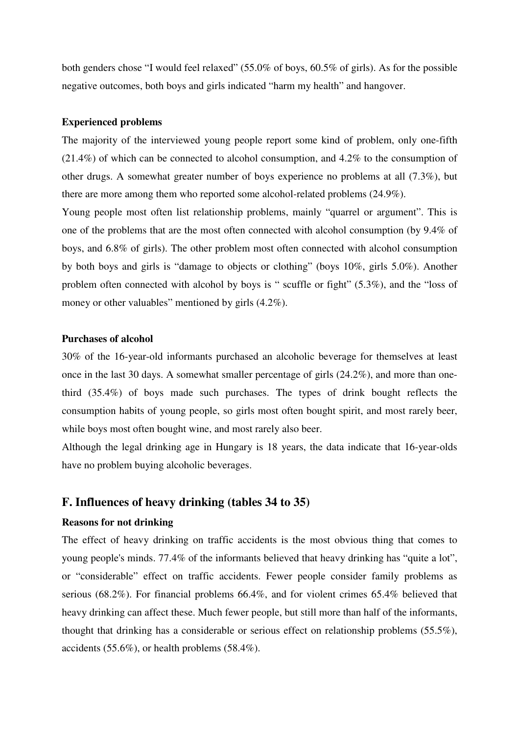both genders chose "I would feel relaxed" (55.0% of boys, 60.5% of girls). As for the possible negative outcomes, both boys and girls indicated "harm my health" and hangover.

**Experienced problems**

The majority of the interviewed young people report some kind of problem, only one-fifth (21.4%) of which can be connected to alcohol consumption, and 4.2% to the consumption of other drugs. A somewhat greater number of boys experience no problems at all (7.3%), but there are more among them who reported some alcohol-related problems (24.9%).

Young people most often list relationship problems, mainly "quarrel or argument". This is one of the problems that are the most often connected with alcohol consumption (by 9.4% of boys, and 6.8% of girls). The other problem most often connected with alcohol consumption by both boys and girls is "damage to objects or clothing" (boys 10%, girls 5.0%). Another problem often connected with alcohol by boys is " scuffle or fight" (5.3%), and the "loss of money or other valuables" mentioned by girls (4.2%).

**Purchases of alcohol**

30% of the 16-year-old informants purchased an alcoholic beverage for themselves at least once in the last 30 days. A somewhat smaller percentage of girls (24.2%), and more than one-third (35.4%) of boys made such purchases. The types of drink bought reflects the consumption habits of young people, so girls most often bought spirit, and most rarely beer, while boys most often bought wine, and most rarely also beer.

Although the legal drinking age in Hungary is 18 years, the data indicate that 16-year-olds have no problem buying alcoholic beverages.

## F. Influences of heavy drinking (tables 34 to 35)

**Reasons for not drinking**

The effect of heavy drinking on traffic accidents is the most obvious thing that comes to young people's minds. 77.4% of the informants believed that heavy drinking has "quite a lot", or "considerable" effect on traffic accidents. Fewer people consider family problems as serious (68.2%). For financial problems 66.4%, and for violent crimes 65.4% believed that heavy drinking can affect these. Much fewer people, but still more than half of the informants, thought that drinking has a considerable or serious effect on relationship problems (55.5%), accidents (55.6%), or health problems (58.4%).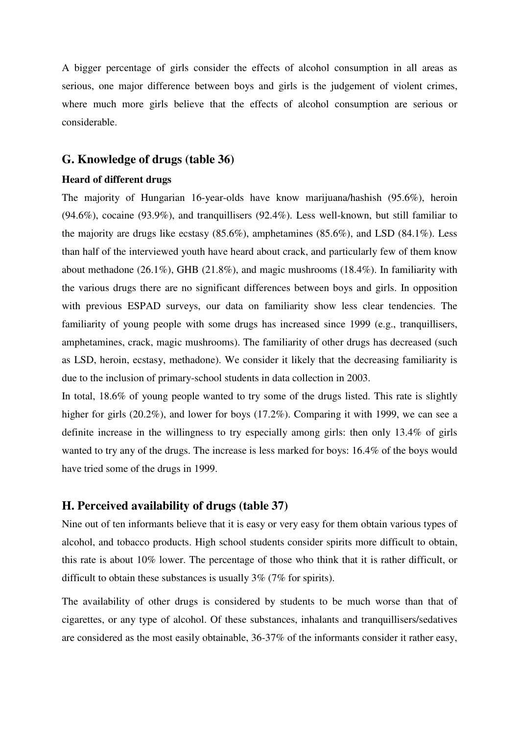A bigger percentage of girls consider the effects of alcohol consumption in all areas as serious, one major difference between boys and girls is the judgement of violent crimes, where much more girls believe that the effects of alcohol consumption are serious or considerable.

## G. Knowledge of drugs (table 36)

### Heard of different drugs

The majority of Hungarian 16-year-olds have know marijuana/hashish (95.6%), heroin (94.6%), cocaine (93.9%), and tranquillisers (92.4%). Less well-known, but still familiar to the majority are drugs like ecstasy (85.6%), amphetamines (85.6%), and LSD (84.1%). Less than half of the interviewed youth have heard about crack, and particularly few of them know about methadone (26.1%), GHB (21.8%), and magic mushrooms (18.4%). In familiarity with the various drugs there are no significant differences between boys and girls. In opposition with previous ESPAD surveys, our data on familiarity show less clear tendencies. The familiarity of young people with some drugs has increased since 1999 (e.g., tranquillisers, amphetamines, crack, magic mushrooms). The familiarity of other drugs has decreased (such as LSD, heroin, ecstasy, methadone). We consider it likely that the decreasing familiarity is due to the inclusion of primary-school students in data collection in 2003.

In total, 18.6% of young people wanted to try some of the drugs listed. This rate is slightly higher for girls (20.2%), and lower for boys (17.2%). Comparing it with 1999, we can see a definite increase in the willingness to try especially among girls: then only 13.4% of girls wanted to try any of the drugs. The increase is less marked for boys: 16.4% of the boys would have tried some of the drugs in 1999.

## H. Perceived availability of drugs (table 37)

Nine out of ten informants believe that it is easy or very easy for them obtain various types of alcohol, and tobacco products. High school students consider spirits more difficult to obtain, this rate is about 10% lower. The percentage of those who think that it is rather difficult, or difficult to obtain these substances is usually 3% (7% for spirits).

The availability of other drugs is considered by students to be much worse than that of cigarettes, or any type of alcohol. Of these substances, inhalants and tranquillisers/sedatives are considered as the most easily obtainable, 36-37% of the informants consider it rather easy,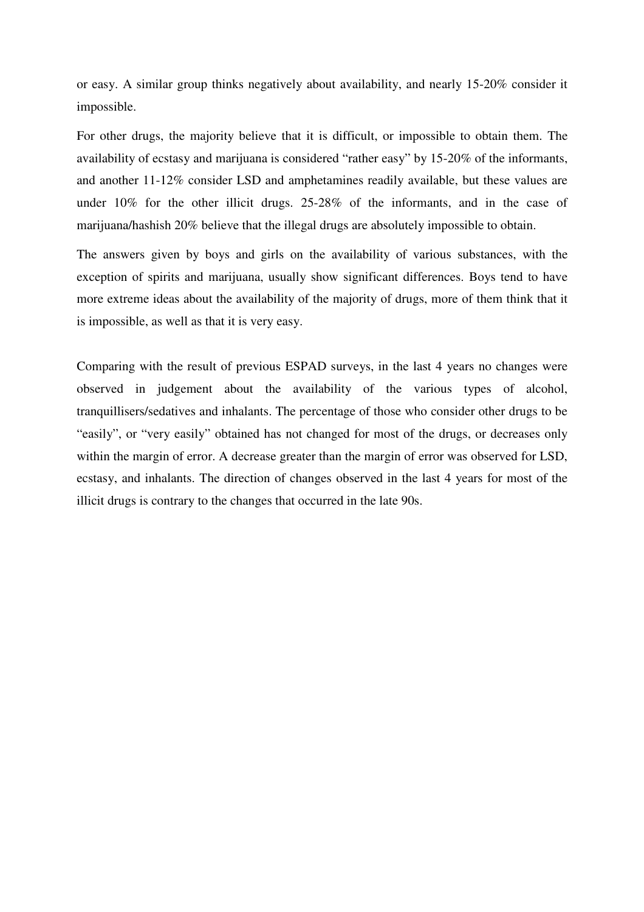or easy. A similar group thinks negatively about availability, and nearly 15-20% consider it impossible.

For other drugs, the majority believe that it is difficult, or impossible to obtain them. The availability of ecstasy and marijuana is considered "rather easy" by 15-20% of the informants, and another 11-12% consider LSD and amphetamines readily available, but these values are under 10% for the other illicit drugs. 25-28% of the informants, and in the case of marijuana/hashish 20% believe that the illegal drugs are absolutely impossible to obtain.

The answers given by boys and girls on the availability of various substances, with the exception of spirits and marijuana, usually show significant differences. Boys tend to have more extreme ideas about the availability of the majority of drugs, more of them think that it is impossible, as well as that it is very easy.

Comparing with the result of previous ESPAD surveys, in the last 4 years no changes were observed in judgement about the availability of the various types of alcohol, tranquillisers/sedatives and inhalants. The percentage of those who consider other drugs to be "easily", or "very easily" obtained has not changed for most of the drugs, or decreases only within the margin of error. A decrease greater than the margin of error was observed for LSD, ecstasy, and inhalants. The direction of changes observed in the last 4 years for most of the illicit drugs is contrary to the changes that occurred in the late 90s.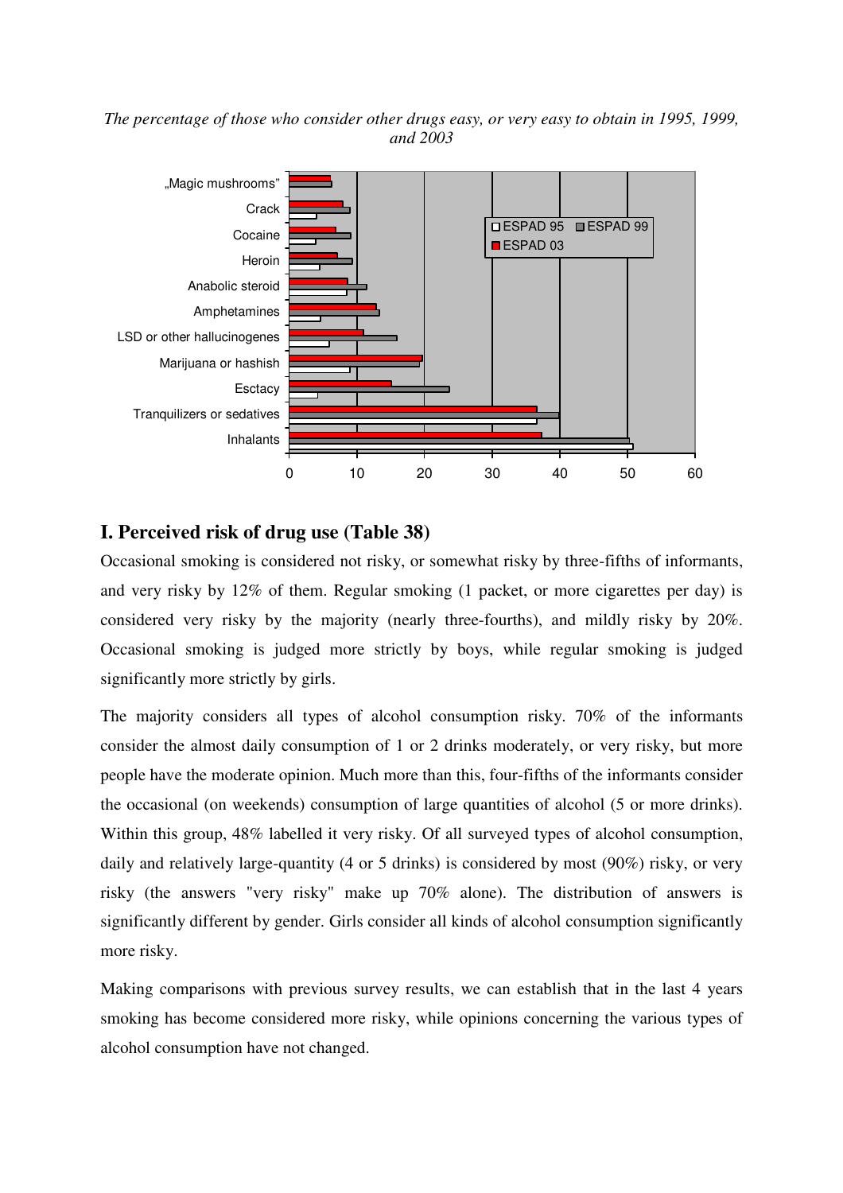*The percentage of those who consider other drugs easy, or very easy to obtain in 1995, 1999, and 2003*

## I. Perceived risk of drug use (Table 38)

Occasional smoking is considered not risky, or somewhat risky by three-fifths of informants, and very risky by 12% of them. Regular smoking (1 packet, or more cigarettes per day) is considered very risky by the majority (nearly three-fourths), and mildly risky by 20%. Occasional smoking is judged more strictly by boys, while regular smoking is judged significantly more strictly by girls.

The majority considers all types of alcohol consumption risky. 70% of the informants consider the almost daily consumption of 1 or 2 drinks moderately, or very risky, but more people have the moderate opinion. Much more than this, four-fifths of the informants consider the occasional (on weekends) consumption of large quantities of alcohol (5 or more drinks). Within this group, 48% labelled it very risky. Of all surveyed types of alcohol consumption, daily and relatively large-quantity (4 or 5 drinks) is considered by most (90%) risky, or very risky (the answers "very risky" make up 70% alone). The distribution of answers is significantly different by gender. Girls consider all kinds of alcohol consumption significantly more risky.

Making comparisons with previous survey results, we can establish that in the last 4 years smoking has become considered more risky, while opinions concerning the various types of alcohol consumption have not changed.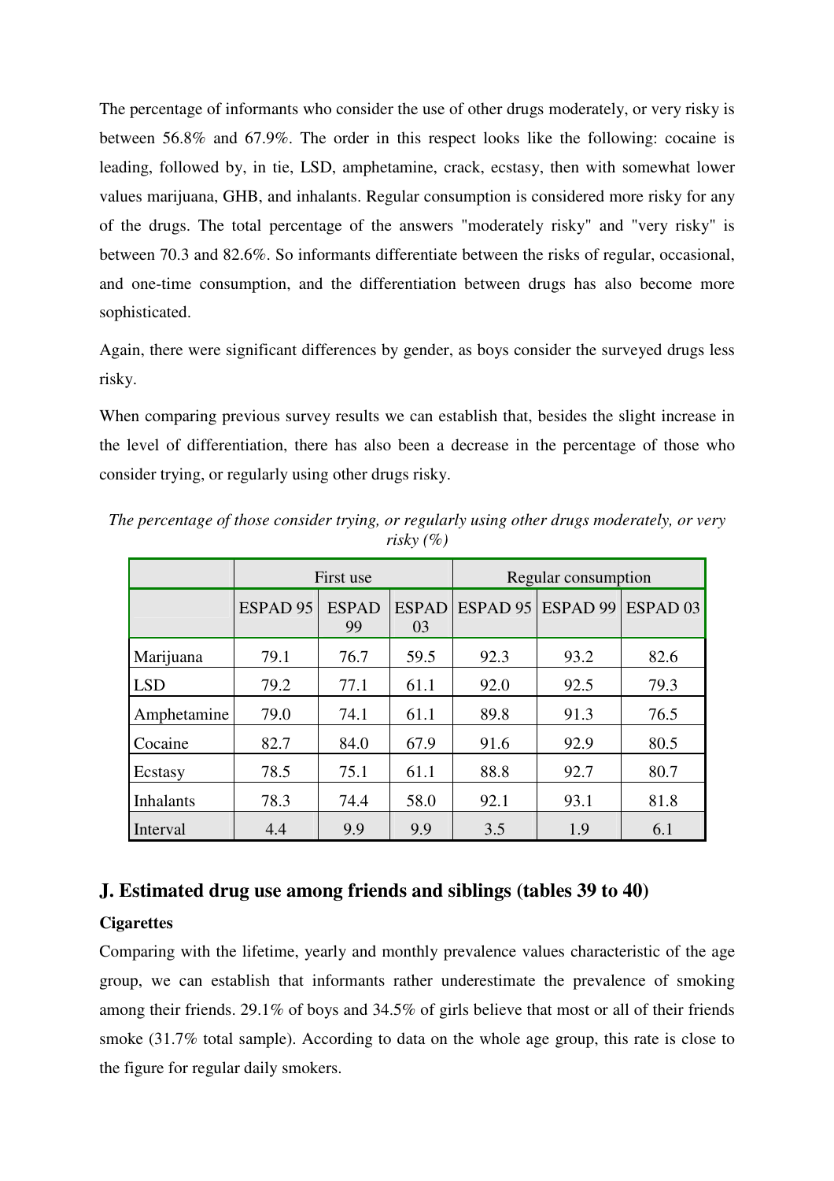The percentage of informants who consider the use of other drugs moderately, or very risky is between 56.8% and 67.9%. The order in this respect looks like the following: cocaine is leading, followed by, in tie, LSD, amphetamine, crack, ecstasy, then with somewhat lower values marijuana, GHB, and inhalants. Regular consumption is considered more risky for any of the drugs. The total percentage of the answers "moderately risky" and "very risky" is between 70.3 and 82.6%. So informants differentiate between the risks of regular, occasional, and one-time consumption, and the differentiation between drugs has also become more sophisticated.

Again, there were significant differences by gender, as boys consider the surveyed drugs less risky.

When comparing previous survey results we can establish that, besides the slight increase in the level of differentiation, there has also been a decrease in the percentage of those who consider trying, or regularly using other drugs risky.

*The percentage of those consider trying, or regularly using other drugs moderately, or very risky (%)*

| | First use | | | Regular consumption | | |
|---|---|---|---|---|---|---|
| | ESPAD 95 | ESPAD 99 | ESPAD 03 | ESPAD 95 | ESPAD 99 | ESPAD 03 |
| Marijuana | 79.1 | 76.7 | 59.5 | 92.3 | 93.2 | 82.6 |
| LSD | 79.2 | 77.1 | 61.1 | 92.0 | 92.5 | 79.3 |
| Amphetamine | 79.0 | 74.1 | 61.1 | 89.8 | 91.3 | 76.5 |
| Cocaine | 82.7 | 84.0 | 67.9 | 91.6 | 92.9 | 80.5 |
| Ecstasy | 78.5 | 75.1 | 61.1 | 88.8 | 92.7 | 80.7 |
| Inhalants | 78.3 | 74.4 | 58.0 | 92.1 | 93.1 | 81.8 |
| Interval | 4.4 | 9.9 | 9.9 | 3.5 | 1.9 | 6.1 |

## J. Estimated drug use among friends and siblings (tables 39 to 40)

**Cigarettes**

Comparing with the lifetime, yearly and monthly prevalence values characteristic of the age group, we can establish that informants rather underestimate the prevalence of smoking among their friends. 29.1% of boys and 34.5% of girls believe that most or all of their friends smoke (31.7% total sample). According to data on the whole age group, this rate is close to the figure for regular daily smokers.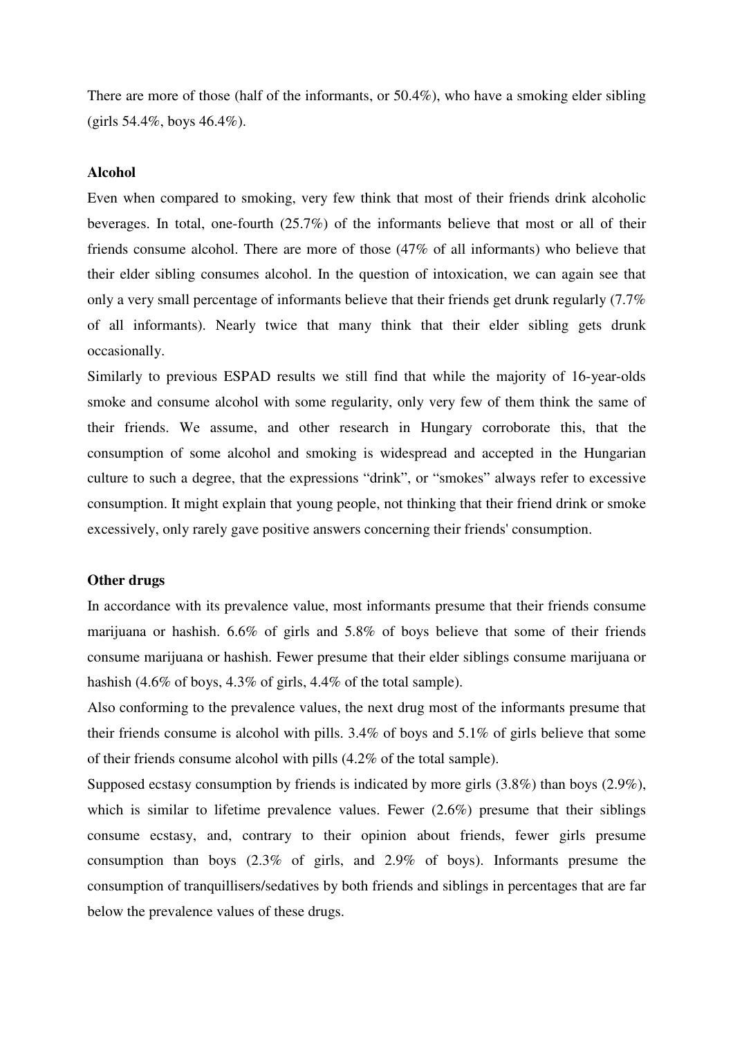There are more of those (half of the informants, or 50.4%), who have a smoking elder sibling (girls 54.4%, boys 46.4%).

**Alcohol**

Even when compared to smoking, very few think that most of their friends drink alcoholic beverages. In total, one-fourth (25.7%) of the informants believe that most or all of their friends consume alcohol. There are more of those (47% of all informants) who believe that their elder sibling consumes alcohol. In the question of intoxication, we can again see that only a very small percentage of informants believe that their friends get drunk regularly (7.7% of all informants). Nearly twice that many think that their elder sibling gets drunk occasionally.

Similarly to previous ESPAD results we still find that while the majority of 16-year-olds smoke and consume alcohol with some regularity, only very few of them think the same of their friends. We assume, and other research in Hungary corroborate this, that the consumption of some alcohol and smoking is widespread and accepted in the Hungarian culture to such a degree, that the expressions "drink", or "smokes" always refer to excessive consumption. It might explain that young people, not thinking that their friend drink or smoke excessively, only rarely gave positive answers concerning their friends' consumption.

**Other drugs**

In accordance with its prevalence value, most informants presume that their friends consume marijuana or hashish. 6.6% of girls and 5.8% of boys believe that some of their friends consume marijuana or hashish. Fewer presume that their elder siblings consume marijuana or hashish (4.6% of boys, 4.3% of girls, 4.4% of the total sample).

Also conforming to the prevalence values, the next drug most of the informants presume that their friends consume is alcohol with pills. 3.4% of boys and 5.1% of girls believe that some of their friends consume alcohol with pills (4.2% of the total sample).

Supposed ecstasy consumption by friends is indicated by more girls (3.8%) than boys (2.9%), which is similar to lifetime prevalence values. Fewer (2.6%) presume that their siblings consume ecstasy, and, contrary to their opinion about friends, fewer girls presume consumption than boys (2.3% of girls, and 2.9% of boys). Informants presume the consumption of tranquillisers/sedatives by both friends and siblings in percentages that are far below the prevalence values of these drugs.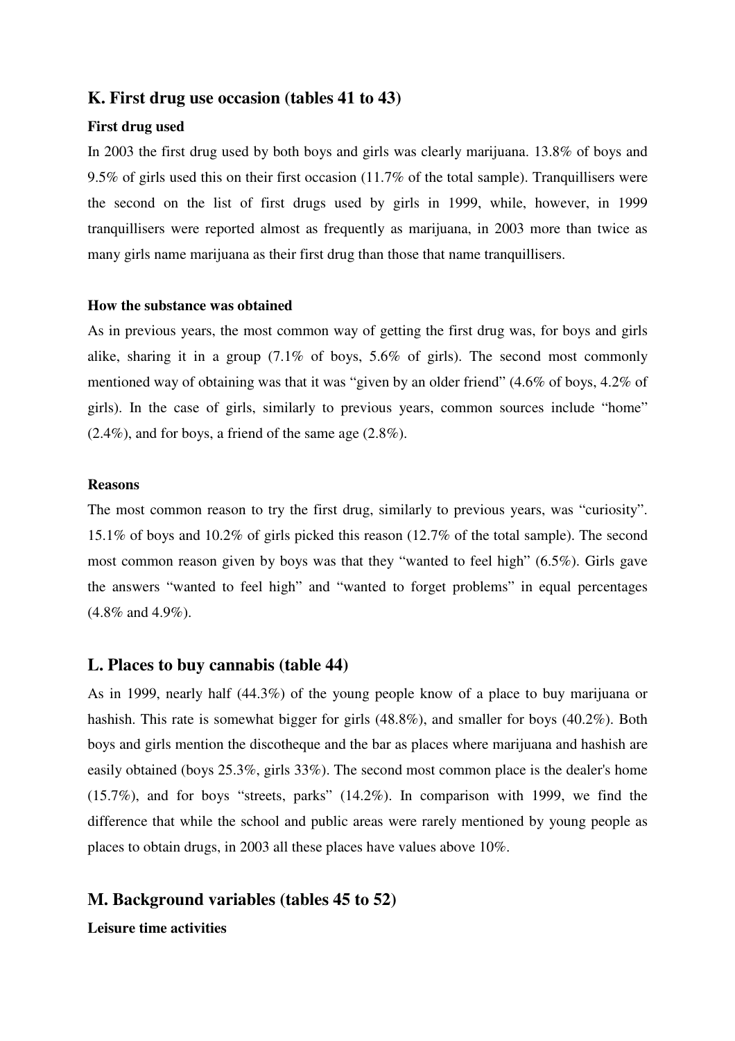## K. First drug use occasion (tables 41 to 43)

**First drug used**

In 2003 the first drug used by both boys and girls was clearly marijuana. 13.8% of boys and 9.5% of girls used this on their first occasion (11.7% of the total sample). Tranquillisers were the second on the list of first drugs used by girls in 1999, while, however, in 1999 tranquillisers were reported almost as frequently as marijuana, in 2003 more than twice as many girls name marijuana as their first drug than those that name tranquillisers.

**How the substance was obtained**

As in previous years, the most common way of getting the first drug was, for boys and girls alike, sharing it in a group (7.1% of boys, 5.6% of girls). The second most commonly mentioned way of obtaining was that it was "given by an older friend" (4.6% of boys, 4.2% of girls). In the case of girls, similarly to previous years, common sources include "home" (2.4%), and for boys, a friend of the same age (2.8%).

**Reasons**

The most common reason to try the first drug, similarly to previous years, was "curiosity". 15.1% of boys and 10.2% of girls picked this reason (12.7% of the total sample). The second most common reason given by boys was that they "wanted to feel high" (6.5%). Girls gave the answers "wanted to feel high" and "wanted to forget problems" in equal percentages (4.8% and 4.9%).

## L. Places to buy cannabis (table 44)

As in 1999, nearly half (44.3%) of the young people know of a place to buy marijuana or hashish. This rate is somewhat bigger for girls (48.8%), and smaller for boys (40.2%). Both boys and girls mention the discotheque and the bar as places where marijuana and hashish are easily obtained (boys 25.3%, girls 33%). The second most common place is the dealer's home (15.7%), and for boys "streets, parks" (14.2%). In comparison with 1999, we find the difference that while the school and public areas were rarely mentioned by young people as places to obtain drugs, in 2003 all these places have values above 10%.

## M. Background variables (tables 45 to 52)

**Leisure time activities**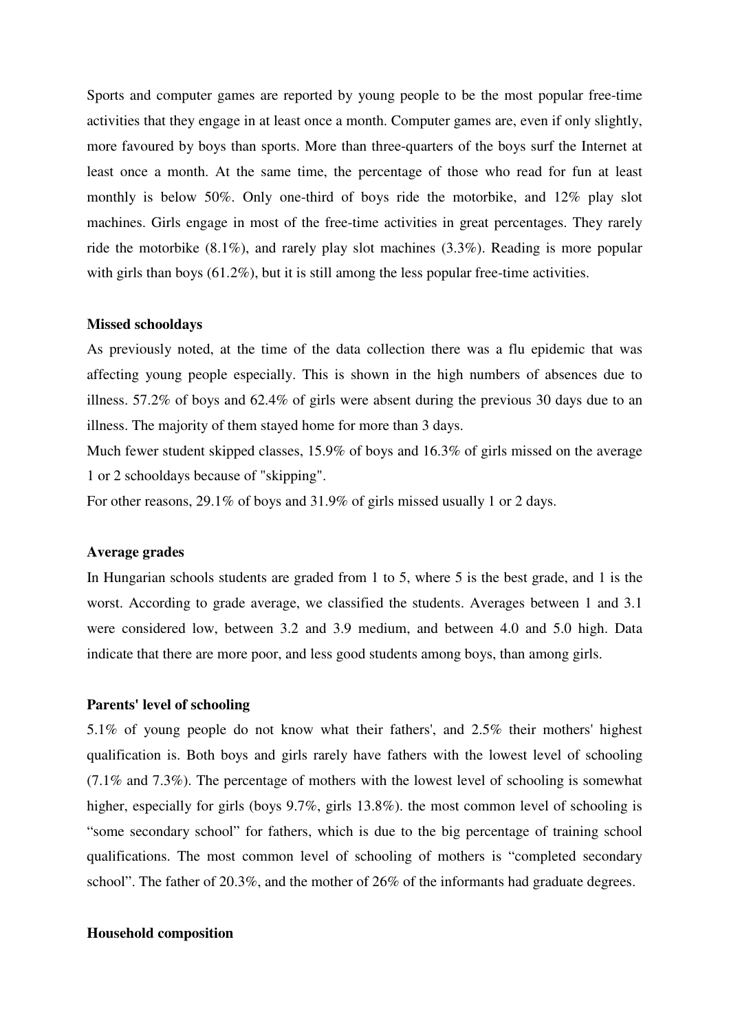Sports and computer games are reported by young people to be the most popular free-time activities that they engage in at least once a month. Computer games are, even if only slightly, more favoured by boys than sports. More than three-quarters of the boys surf the Internet at least once a month. At the same time, the percentage of those who read for fun at least monthly is below 50%. Only one-third of boys ride the motorbike, and 12% play slot machines. Girls engage in most of the free-time activities in great percentages. They rarely ride the motorbike (8.1%), and rarely play slot machines (3.3%). Reading is more popular with girls than boys (61.2%), but it is still among the less popular free-time activities.

**Missed schooldays**

As previously noted, at the time of the data collection there was a flu epidemic that was affecting young people especially. This is shown in the high numbers of absences due to illness. 57.2% of boys and 62.4% of girls were absent during the previous 30 days due to an illness. The majority of them stayed home for more than 3 days.

Much fewer student skipped classes, 15.9% of boys and 16.3% of girls missed on the average 1 or 2 schooldays because of "skipping".

For other reasons, 29.1% of boys and 31.9% of girls missed usually 1 or 2 days.

**Average grades**

In Hungarian schools students are graded from 1 to 5, where 5 is the best grade, and 1 is the worst. According to grade average, we classified the students. Averages between 1 and 3.1 were considered low, between 3.2 and 3.9 medium, and between 4.0 and 5.0 high. Data indicate that there are more poor, and less good students among boys, than among girls.

**Parents' level of schooling**

5.1% of young people do not know what their fathers', and 2.5% their mothers' highest qualification is. Both boys and girls rarely have fathers with the lowest level of schooling (7.1% and 7.3%). The percentage of mothers with the lowest level of schooling is somewhat higher, especially for girls (boys 9.7%, girls 13.8%). the most common level of schooling is "some secondary school" for fathers, which is due to the big percentage of training school qualifications. The most common level of schooling of mothers is "completed secondary school". The father of 20.3%, and the mother of 26% of the informants had graduate degrees.

**Household composition**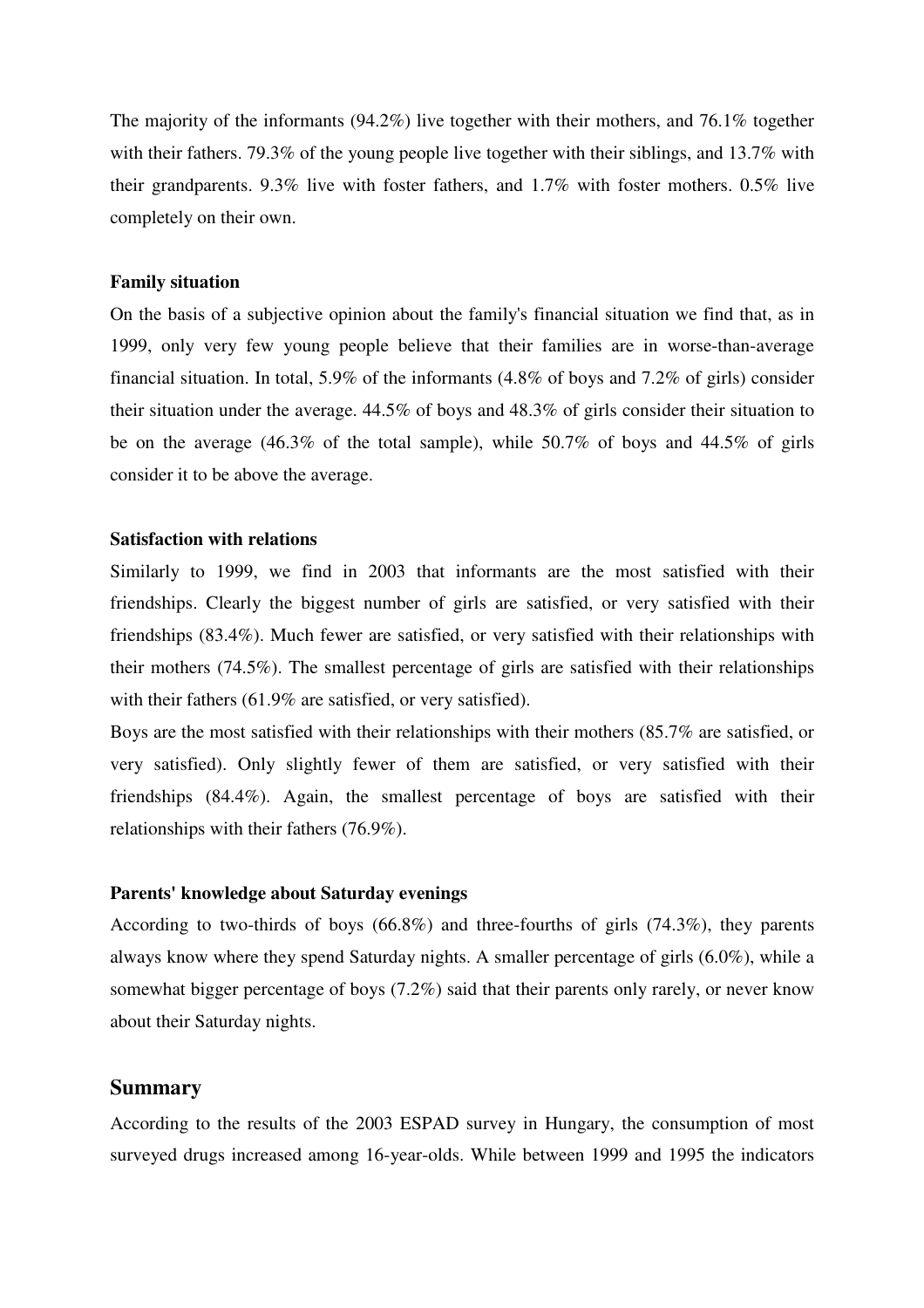The majority of the informants (94.2%) live together with their mothers, and 76.1% together with their fathers. 79.3% of the young people live together with their siblings, and 13.7% with their grandparents. 9.3% live with foster fathers, and 1.7% with foster mothers. 0.5% live completely on their own.

**Family situation**

On the basis of a subjective opinion about the family's financial situation we find that, as in 1999, only very few young people believe that their families are in worse-than-average financial situation. In total, 5.9% of the informants (4.8% of boys and 7.2% of girls) consider their situation under the average. 44.5% of boys and 48.3% of girls consider their situation to be on the average (46.3% of the total sample), while 50.7% of boys and 44.5% of girls consider it to be above the average.

**Satisfaction with relations**

Similarly to 1999, we find in 2003 that informants are the most satisfied with their friendships. Clearly the biggest number of girls are satisfied, or very satisfied with their friendships (83.4%). Much fewer are satisfied, or very satisfied with their relationships with their mothers (74.5%). The smallest percentage of girls are satisfied with their relationships with their fathers (61.9% are satisfied, or very satisfied).

Boys are the most satisfied with their relationships with their mothers (85.7% are satisfied, or very satisfied). Only slightly fewer of them are satisfied, or very satisfied with their friendships (84.4%). Again, the smallest percentage of boys are satisfied with their relationships with their fathers (76.9%).

**Parents' knowledge about Saturday evenings**

According to two-thirds of boys (66.8%) and three-fourths of girls (74.3%), they parents always know where they spend Saturday nights. A smaller percentage of girls (6.0%), while a somewhat bigger percentage of boys (7.2%) said that their parents only rarely, or never know about their Saturday nights.

## Summary

According to the results of the 2003 ESPAD survey in Hungary, the consumption of most surveyed drugs increased among 16-year-olds. While between 1999 and 1995 the indicators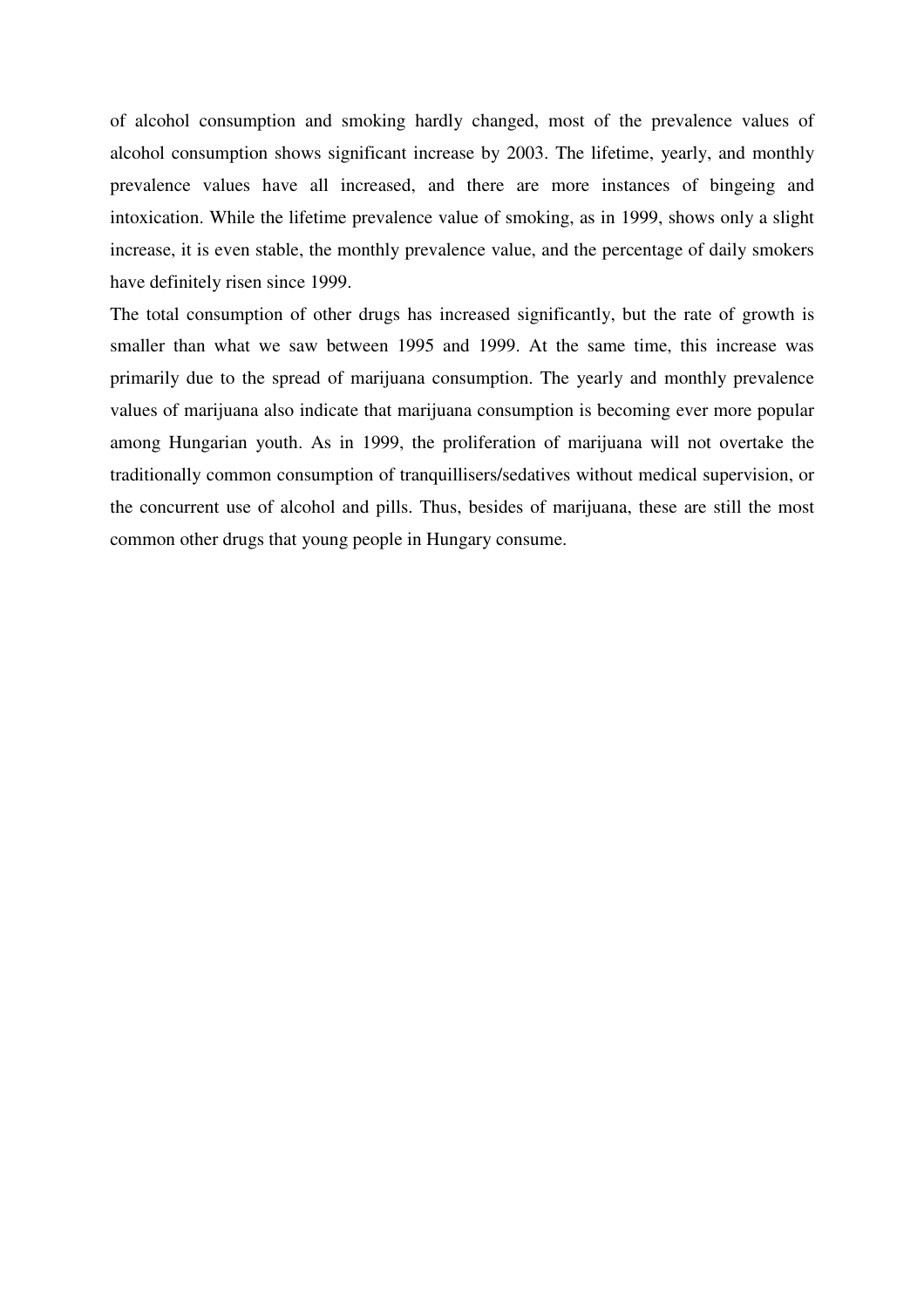of alcohol consumption and smoking hardly changed, most of the prevalence values of alcohol consumption shows significant increase by 2003. The lifetime, yearly, and monthly prevalence values have all increased, and there are more instances of bingeing and intoxication. While the lifetime prevalence value of smoking, as in 1999, shows only a slight increase, it is even stable, the monthly prevalence value, and the percentage of daily smokers have definitely risen since 1999.

The total consumption of other drugs has increased significantly, but the rate of growth is smaller than what we saw between 1995 and 1999. At the same time, this increase was primarily due to the spread of marijuana consumption. The yearly and monthly prevalence values of marijuana also indicate that marijuana consumption is becoming ever more popular among Hungarian youth. As in 1999, the proliferation of marijuana will not overtake the traditionally common consumption of tranquillisers/sedatives without medical supervision, or the concurrent use of alcohol and pills. Thus, besides of marijuana, these are still the most common other drugs that young people in Hungary consume.